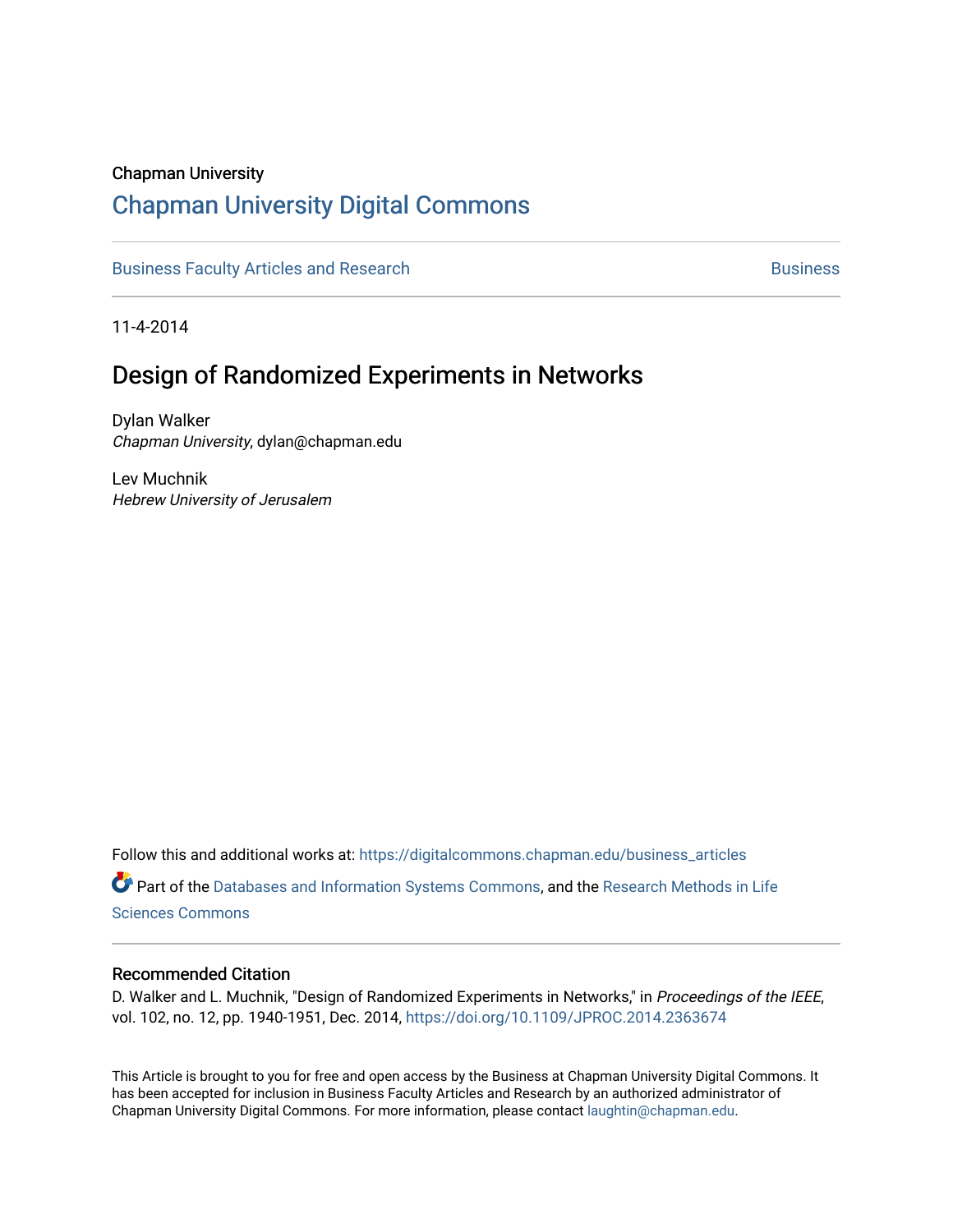Chapman University

# Chapman University Digital Commons

Business Faculty Articles and Research | Business

11-4-2014

## Design of Randomized Experiments in Networks

Dylan Walker
*Chapman University*, dylan@chapman.edu

Lev Muchnik
*Hebrew University of Jerusalem*

Follow this and additional works at: https://digitalcommons.chapman.edu/business_articles

Part of the Databases and Information Systems Commons, and the Research Methods in Life Sciences Commons

### Recommended Citation

D. Walker and L. Muchnik, "Design of Randomized Experiments in Networks," in *Proceedings of the IEEE*, vol. 102, no. 12, pp. 1940-1951, Dec. 2014, https://doi.org/10.1109/JPROC.2014.2363674

This Article is brought to you for free and open access by the Business at Chapman University Digital Commons. It has been accepted for inclusion in Business Faculty Articles and Research by an authorized administrator of Chapman University Digital Commons. For more information, please contact laughtin@chapman.edu.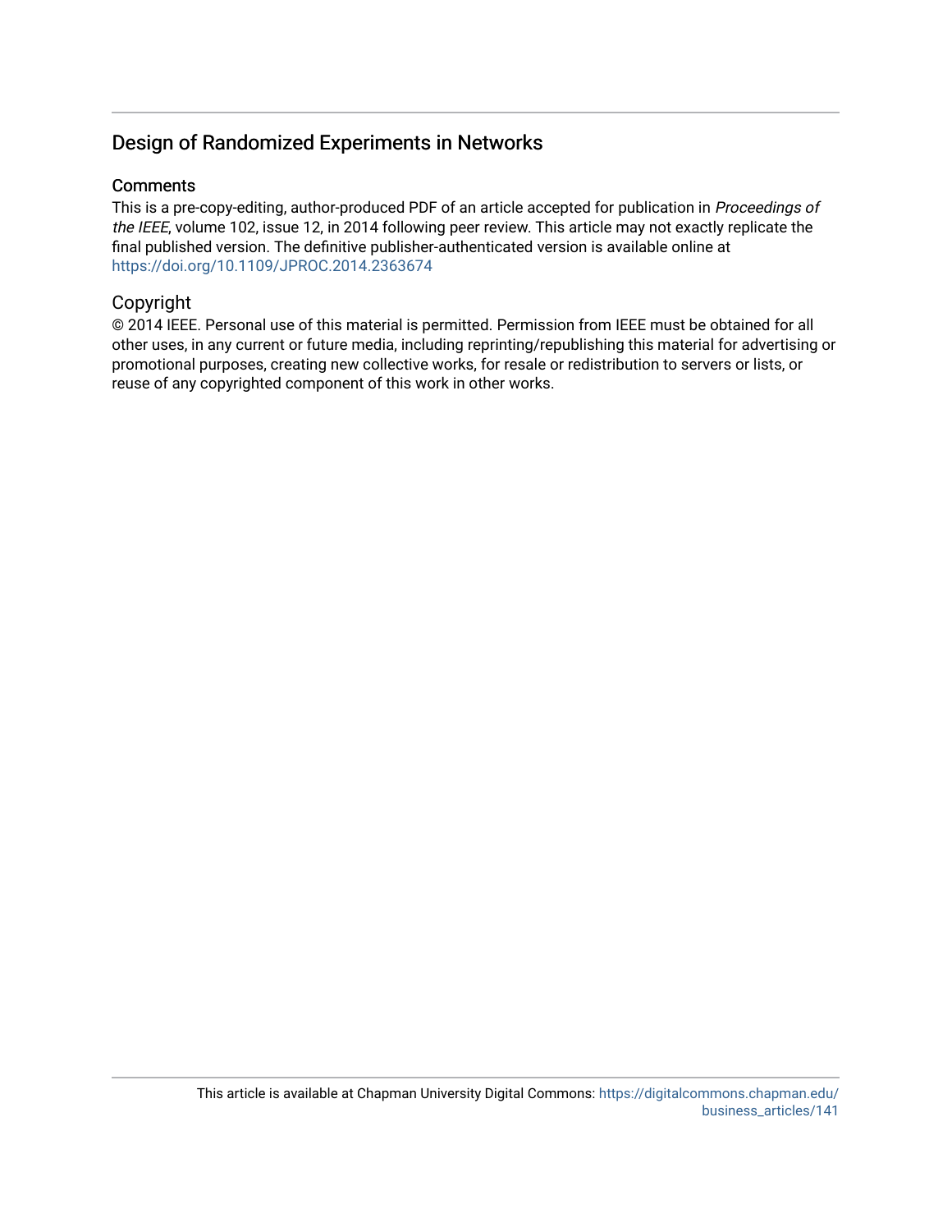## Design of Randomized Experiments in Networks

### Comments

This is a pre-copy-editing, author-produced PDF of an article accepted for publication in *Proceedings of the IEEE*, volume 102, issue 12, in 2014 following peer review. This article may not exactly replicate the final published version. The definitive publisher-authenticated version is available online at https://doi.org/10.1109/JPROC.2014.2363674

### Copyright

© 2014 IEEE. Personal use of this material is permitted. Permission from IEEE must be obtained for all other uses, in any current or future media, including reprinting/republishing this material for advertising or promotional purposes, creating new collective works, for resale or redistribution to servers or lists, or reuse of any copyrighted component of this work in other works.

This article is available at Chapman University Digital Commons: https://digitalcommons.chapman.edu/business_articles/141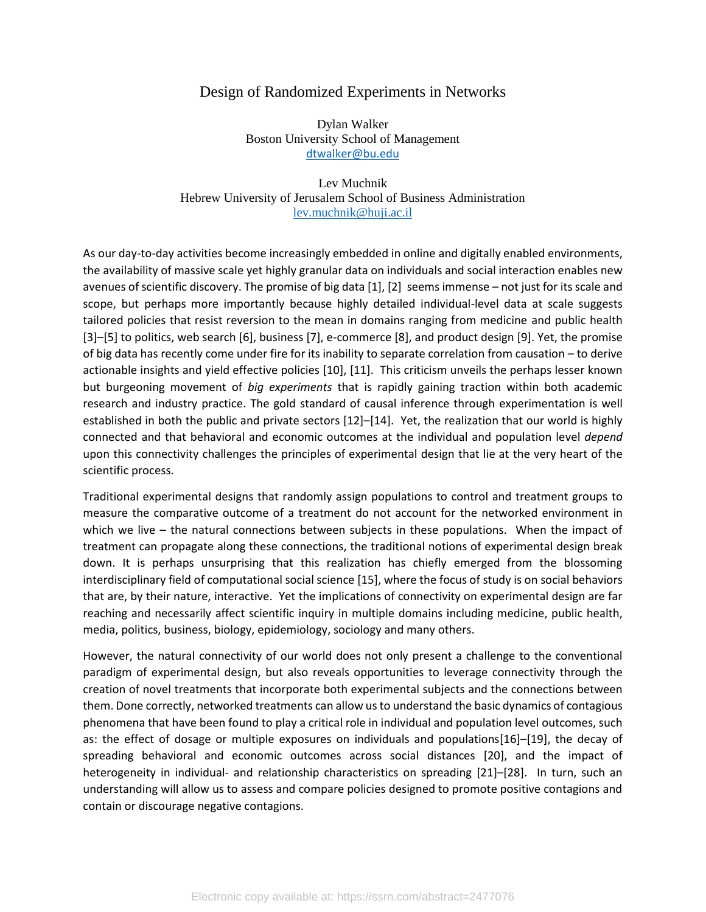# Design of Randomized Experiments in Networks

Dylan Walker
Boston University School of Management
dtwalker@bu.edu

Lev Muchnik
Hebrew University of Jerusalem School of Business Administration
lev.muchnik@huji.ac.il

As our day-to-day activities become increasingly embedded in online and digitally enabled environments, the availability of massive scale yet highly granular data on individuals and social interaction enables new avenues of scientific discovery. The promise of big data [1], [2] seems immense – not just for its scale and scope, but perhaps more importantly because highly detailed individual-level data at scale suggests tailored policies that resist reversion to the mean in domains ranging from medicine and public health [3]–[5] to politics, web search [6], business [7], e-commerce [8], and product design [9]. Yet, the promise of big data has recently come under fire for its inability to separate correlation from causation – to derive actionable insights and yield effective policies [10], [11]. This criticism unveils the perhaps lesser known but burgeoning movement of *big experiments* that is rapidly gaining traction within both academic research and industry practice. The gold standard of causal inference through experimentation is well established in both the public and private sectors [12]–[14]. Yet, the realization that our world is highly connected and that behavioral and economic outcomes at the individual and population level *depend* upon this connectivity challenges the principles of experimental design that lie at the very heart of the scientific process.

Traditional experimental designs that randomly assign populations to control and treatment groups to measure the comparative outcome of a treatment do not account for the networked environment in which we live – the natural connections between subjects in these populations. When the impact of treatment can propagate along these connections, the traditional notions of experimental design break down. It is perhaps unsurprising that this realization has chiefly emerged from the blossoming interdisciplinary field of computational social science [15], where the focus of study is on social behaviors that are, by their nature, interactive. Yet the implications of connectivity on experimental design are far reaching and necessarily affect scientific inquiry in multiple domains including medicine, public health, media, politics, business, biology, epidemiology, sociology and many others.

However, the natural connectivity of our world does not only present a challenge to the conventional paradigm of experimental design, but also reveals opportunities to leverage connectivity through the creation of novel treatments that incorporate both experimental subjects and the connections between them. Done correctly, networked treatments can allow us to understand the basic dynamics of contagious phenomena that have been found to play a critical role in individual and population level outcomes, such as: the effect of dosage or multiple exposures on individuals and populations[16]–[19], the decay of spreading behavioral and economic outcomes across social distances [20], and the impact of heterogeneity in individual- and relationship characteristics on spreading [21]–[28]. In turn, such an understanding will allow us to assess and compare policies designed to promote positive contagions and contain or discourage negative contagions.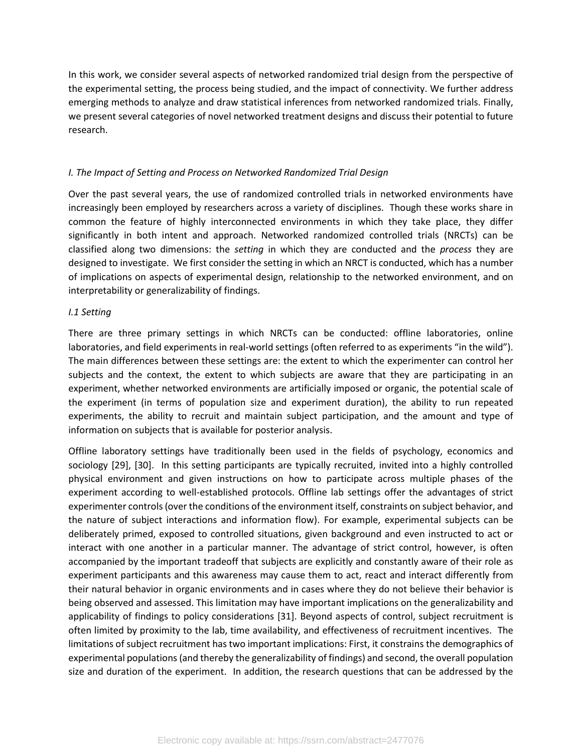In this work, we consider several aspects of networked randomized trial design from the perspective of the experimental setting, the process being studied, and the impact of connectivity. We further address emerging methods to analyze and draw statistical inferences from networked randomized trials. Finally, we present several categories of novel networked treatment designs and discuss their potential to future research.

### *I. The Impact of Setting and Process on Networked Randomized Trial Design*

Over the past several years, the use of randomized controlled trials in networked environments have increasingly been employed by researchers across a variety of disciplines. Though these works share in common the feature of highly interconnected environments in which they take place, they differ significantly in both intent and approach. Networked randomized controlled trials (NRCTs) can be classified along two dimensions: the *setting* in which they are conducted and the *process* they are designed to investigate. We first consider the setting in which an NRCT is conducted, which has a number of implications on aspects of experimental design, relationship to the networked environment, and on interpretability or generalizability of findings.

#### *I.1 Setting*

There are three primary settings in which NRCTs can be conducted: offline laboratories, online laboratories, and field experiments in real-world settings (often referred to as experiments "in the wild"). The main differences between these settings are: the extent to which the experimenter can control her subjects and the context, the extent to which subjects are aware that they are participating in an experiment, whether networked environments are artificially imposed or organic, the potential scale of the experiment (in terms of population size and experiment duration), the ability to run repeated experiments, the ability to recruit and maintain subject participation, and the amount and type of information on subjects that is available for posterior analysis.

Offline laboratory settings have traditionally been used in the fields of psychology, economics and sociology [29], [30]. In this setting participants are typically recruited, invited into a highly controlled physical environment and given instructions on how to participate across multiple phases of the experiment according to well-established protocols. Offline lab settings offer the advantages of strict experimenter controls (over the conditions of the environment itself, constraints on subject behavior, and the nature of subject interactions and information flow). For example, experimental subjects can be deliberately primed, exposed to controlled situations, given background and even instructed to act or interact with one another in a particular manner. The advantage of strict control, however, is often accompanied by the important tradeoff that subjects are explicitly and constantly aware of their role as experiment participants and this awareness may cause them to act, react and interact differently from their natural behavior in organic environments and in cases where they do not believe their behavior is being observed and assessed. This limitation may have important implications on the generalizability and applicability of findings to policy considerations [31]. Beyond aspects of control, subject recruitment is often limited by proximity to the lab, time availability, and effectiveness of recruitment incentives. The limitations of subject recruitment has two important implications: First, it constrains the demographics of experimental populations (and thereby the generalizability of findings) and second, the overall population size and duration of the experiment. In addition, the research questions that can be addressed by the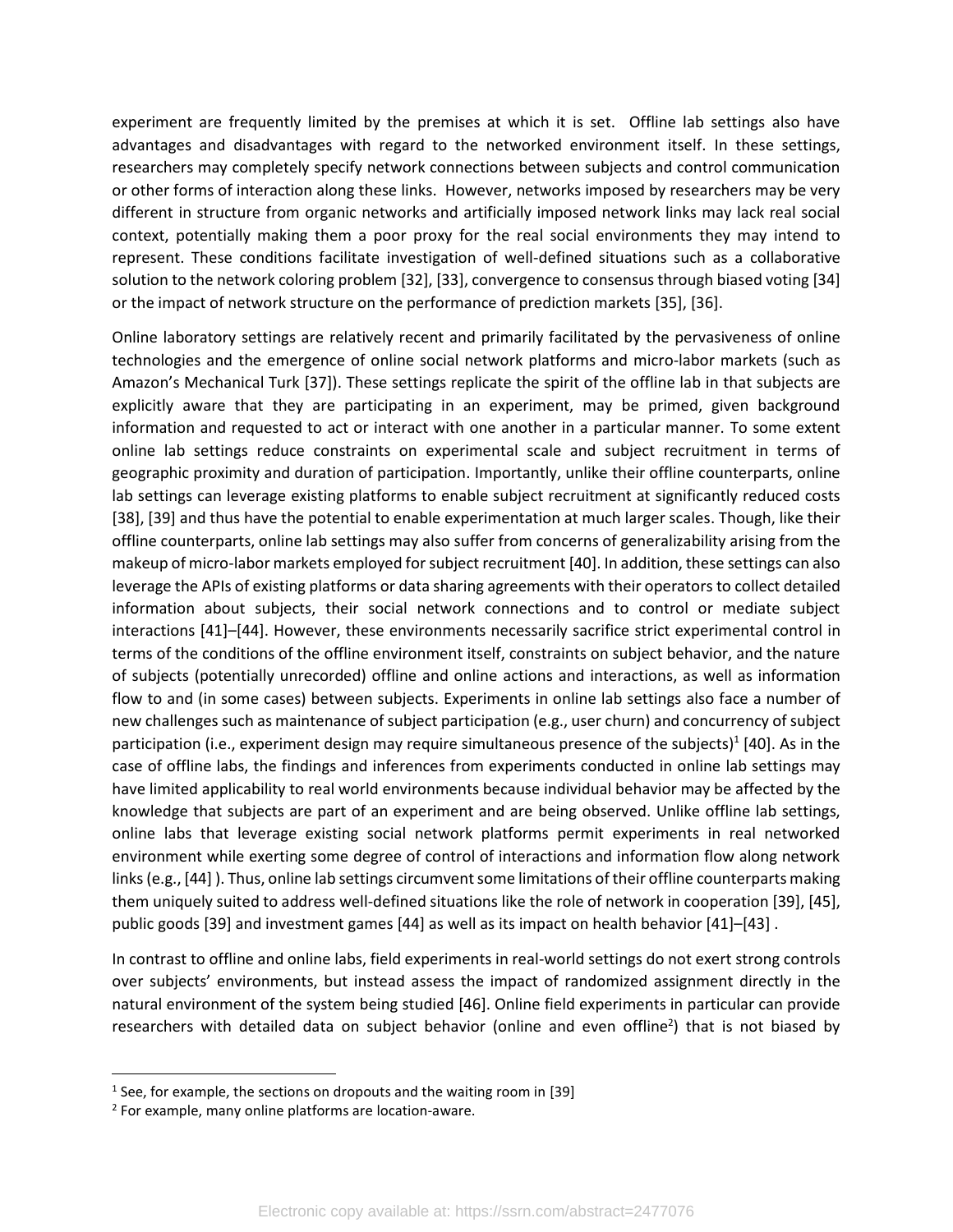experiment are frequently limited by the premises at which it is set. Offline lab settings also have advantages and disadvantages with regard to the networked environment itself. In these settings, researchers may completely specify network connections between subjects and control communication or other forms of interaction along these links. However, networks imposed by researchers may be very different in structure from organic networks and artificially imposed network links may lack real social context, potentially making them a poor proxy for the real social environments they may intend to represent. These conditions facilitate investigation of well-defined situations such as a collaborative solution to the network coloring problem [32], [33], convergence to consensus through biased voting [34] or the impact of network structure on the performance of prediction markets [35], [36].

Online laboratory settings are relatively recent and primarily facilitated by the pervasiveness of online technologies and the emergence of online social network platforms and micro-labor markets (such as Amazon's Mechanical Turk [37]). These settings replicate the spirit of the offline lab in that subjects are explicitly aware that they are participating in an experiment, may be primed, given background information and requested to act or interact with one another in a particular manner. To some extent online lab settings reduce constraints on experimental scale and subject recruitment in terms of geographic proximity and duration of participation. Importantly, unlike their offline counterparts, online lab settings can leverage existing platforms to enable subject recruitment at significantly reduced costs [38], [39] and thus have the potential to enable experimentation at much larger scales. Though, like their offline counterparts, online lab settings may also suffer from concerns of generalizability arising from the makeup of micro-labor markets employed for subject recruitment [40]. In addition, these settings can also leverage the APIs of existing platforms or data sharing agreements with their operators to collect detailed information about subjects, their social network connections and to control or mediate subject interactions [41]–[44]. However, these environments necessarily sacrifice strict experimental control in terms of the conditions of the offline environment itself, constraints on subject behavior, and the nature of subjects (potentially unrecorded) offline and online actions and interactions, as well as information flow to and (in some cases) between subjects. Experiments in online lab settings also face a number of new challenges such as maintenance of subject participation (e.g., user churn) and concurrency of subject participation (i.e., experiment design may require simultaneous presence of the subjects)[1] [40]. As in the case of offline labs, the findings and inferences from experiments conducted in online lab settings may have limited applicability to real world environments because individual behavior may be affected by the knowledge that subjects are part of an experiment and are being observed. Unlike offline lab settings, online labs that leverage existing social network platforms permit experiments in real networked environment while exerting some degree of control of interactions and information flow along network links (e.g., [44] ). Thus, online lab settings circumvent some limitations of their offline counterparts making them uniquely suited to address well-defined situations like the role of network in cooperation [39], [45], public goods [39] and investment games [44] as well as its impact on health behavior [41]–[43] .

In contrast to offline and online labs, field experiments in real-world settings do not exert strong controls over subjects' environments, but instead assess the impact of randomized assignment directly in the natural environment of the system being studied [46]. Online field experiments in particular can provide researchers with detailed data on subject behavior (online and even offline[2]) that is not biased by

[1] See, for example, the sections on dropouts and the waiting room in [39]

[2] For example, many online platforms are location-aware.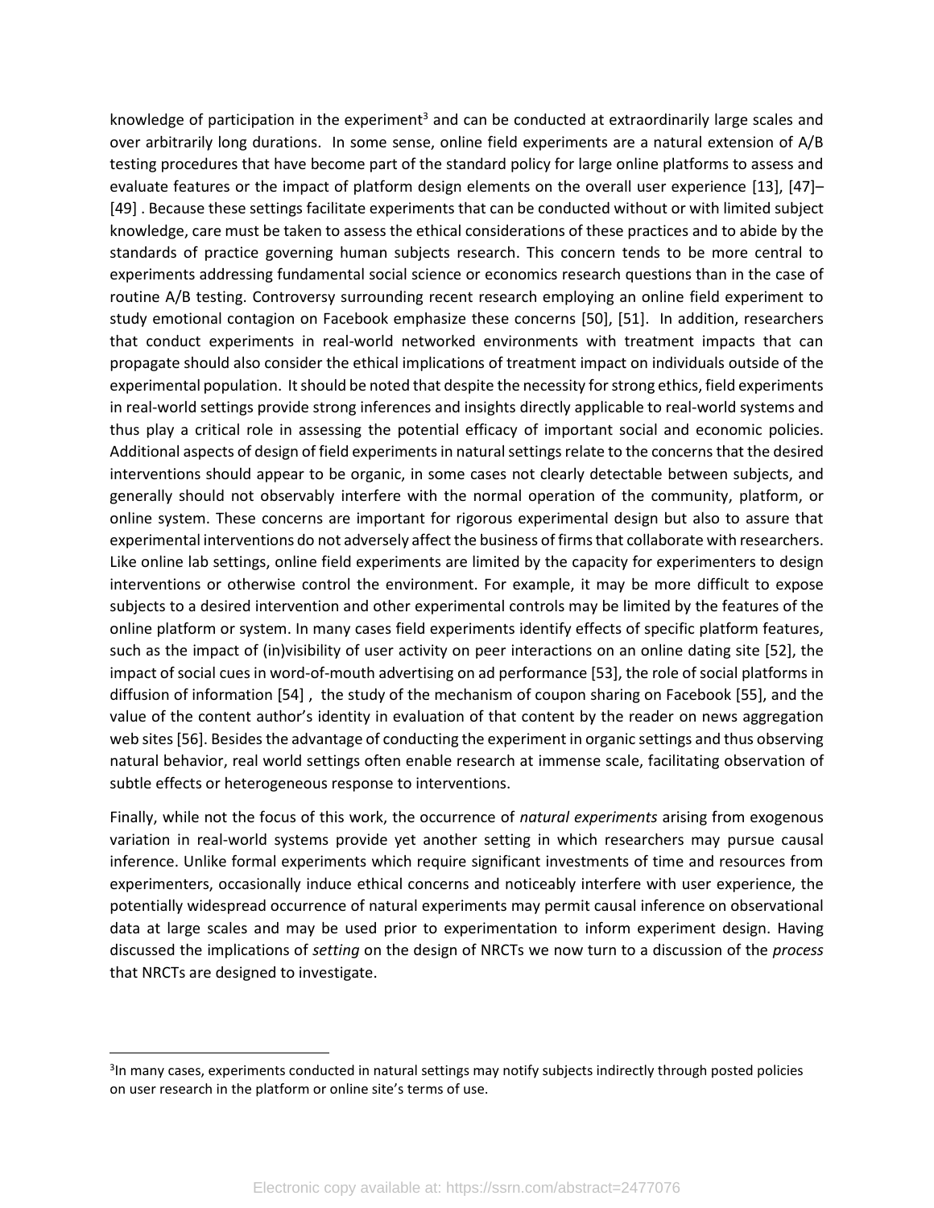knowledge of participation in the experiment[3] and can be conducted at extraordinarily large scales and over arbitrarily long durations. In some sense, online field experiments are a natural extension of A/B testing procedures that have become part of the standard policy for large online platforms to assess and evaluate features or the impact of platform design elements on the overall user experience [13], [47]–[49] . Because these settings facilitate experiments that can be conducted without or with limited subject knowledge, care must be taken to assess the ethical considerations of these practices and to abide by the standards of practice governing human subjects research. This concern tends to be more central to experiments addressing fundamental social science or economics research questions than in the case of routine A/B testing. Controversy surrounding recent research employing an online field experiment to study emotional contagion on Facebook emphasize these concerns [50], [51]. In addition, researchers that conduct experiments in real-world networked environments with treatment impacts that can propagate should also consider the ethical implications of treatment impact on individuals outside of the experimental population. It should be noted that despite the necessity for strong ethics, field experiments in real-world settings provide strong inferences and insights directly applicable to real-world systems and thus play a critical role in assessing the potential efficacy of important social and economic policies. Additional aspects of design of field experiments in natural settings relate to the concerns that the desired interventions should appear to be organic, in some cases not clearly detectable between subjects, and generally should not observably interfere with the normal operation of the community, platform, or online system. These concerns are important for rigorous experimental design but also to assure that experimental interventions do not adversely affect the business of firms that collaborate with researchers. Like online lab settings, online field experiments are limited by the capacity for experimenters to design interventions or otherwise control the environment. For example, it may be more difficult to expose subjects to a desired intervention and other experimental controls may be limited by the features of the online platform or system. In many cases field experiments identify effects of specific platform features, such as the impact of (in)visibility of user activity on peer interactions on an online dating site [52], the impact of social cues in word-of-mouth advertising on ad performance [53], the role of social platforms in diffusion of information [54] , the study of the mechanism of coupon sharing on Facebook [55], and the value of the content author's identity in evaluation of that content by the reader on news aggregation web sites [56]. Besides the advantage of conducting the experiment in organic settings and thus observing natural behavior, real world settings often enable research at immense scale, facilitating observation of subtle effects or heterogeneous response to interventions.

Finally, while not the focus of this work, the occurrence of *natural experiments* arising from exogenous variation in real-world systems provide yet another setting in which researchers may pursue causal inference. Unlike formal experiments which require significant investments of time and resources from experimenters, occasionally induce ethical concerns and noticeably interfere with user experience, the potentially widespread occurrence of natural experiments may permit causal inference on observational data at large scales and may be used prior to experimentation to inform experiment design. Having discussed the implications of *setting* on the design of NRCTs we now turn to a discussion of the *process* that NRCTs are designed to investigate.

[3] In many cases, experiments conducted in natural settings may notify subjects indirectly through posted policies on user research in the platform or online site's terms of use.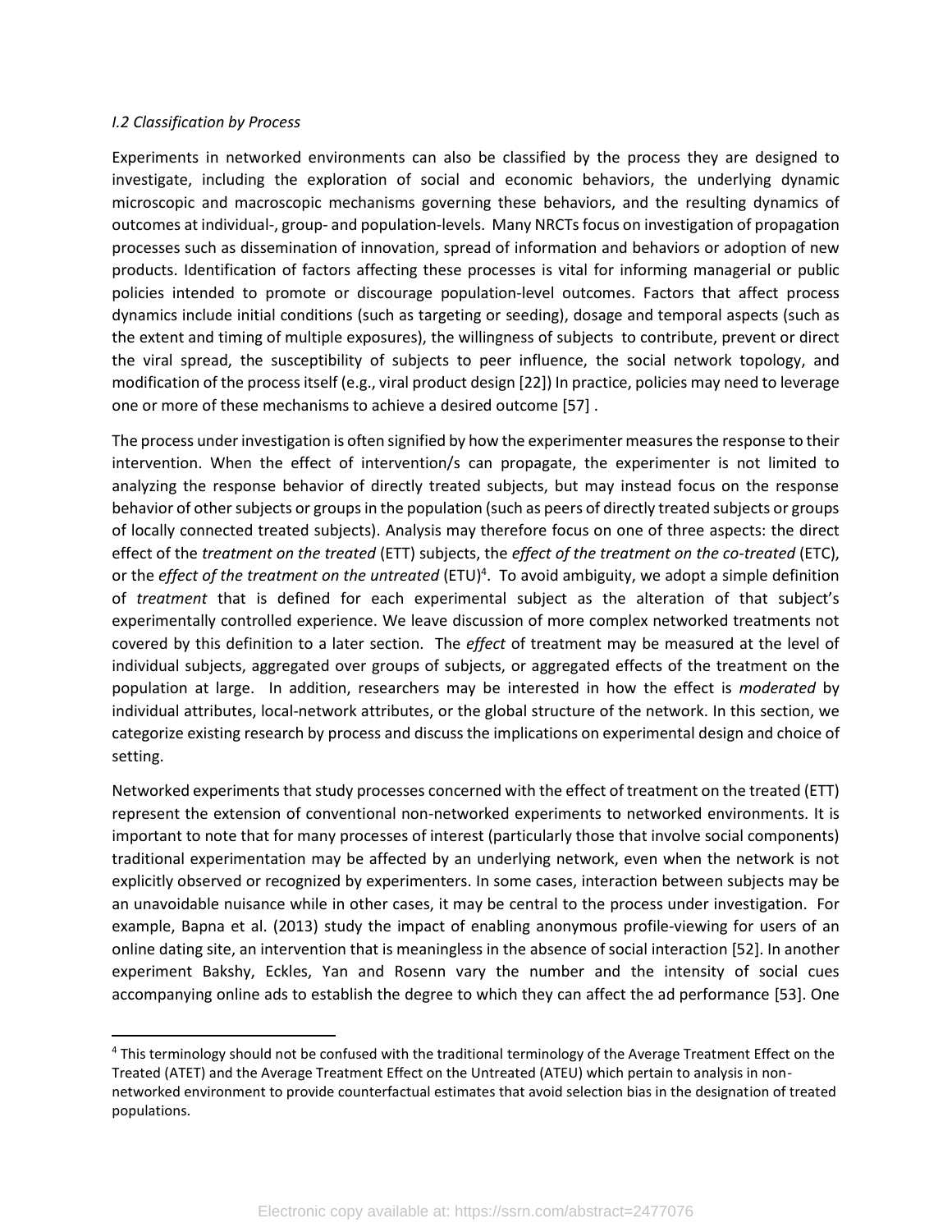*I.2 Classification by Process*

Experiments in networked environments can also be classified by the process they are designed to investigate, including the exploration of social and economic behaviors, the underlying dynamic microscopic and macroscopic mechanisms governing these behaviors, and the resulting dynamics of outcomes at individual-, group- and population-levels. Many NRCTs focus on investigation of propagation processes such as dissemination of innovation, spread of information and behaviors or adoption of new products. Identification of factors affecting these processes is vital for informing managerial or public policies intended to promote or discourage population-level outcomes. Factors that affect process dynamics include initial conditions (such as targeting or seeding), dosage and temporal aspects (such as the extent and timing of multiple exposures), the willingness of subjects to contribute, prevent or direct the viral spread, the susceptibility of subjects to peer influence, the social network topology, and modification of the process itself (e.g., viral product design [22]) In practice, policies may need to leverage one or more of these mechanisms to achieve a desired outcome [57] .

The process under investigation is often signified by how the experimenter measures the response to their intervention. When the effect of intervention/s can propagate, the experimenter is not limited to analyzing the response behavior of directly treated subjects, but may instead focus on the response behavior of other subjects or groups in the population (such as peers of directly treated subjects or groups of locally connected treated subjects). Analysis may therefore focus on one of three aspects: the direct effect of the *treatment on the treated* (ETT) subjects, the *effect of the treatment on the co-treated* (ETC), or the *effect of the treatment on the untreated* (ETU)[4]. To avoid ambiguity, we adopt a simple definition of *treatment* that is defined for each experimental subject as the alteration of that subject's experimentally controlled experience. We leave discussion of more complex networked treatments not covered by this definition to a later section. The *effect* of treatment may be measured at the level of individual subjects, aggregated over groups of subjects, or aggregated effects of the treatment on the population at large. In addition, researchers may be interested in how the effect is *moderated* by individual attributes, local-network attributes, or the global structure of the network. In this section, we categorize existing research by process and discuss the implications on experimental design and choice of setting.

Networked experiments that study processes concerned with the effect of treatment on the treated (ETT) represent the extension of conventional non-networked experiments to networked environments. It is important to note that for many processes of interest (particularly those that involve social components) traditional experimentation may be affected by an underlying network, even when the network is not explicitly observed or recognized by experimenters. In some cases, interaction between subjects may be an unavoidable nuisance while in other cases, it may be central to the process under investigation. For example, Bapna et al. (2013) study the impact of enabling anonymous profile-viewing for users of an online dating site, an intervention that is meaningless in the absence of social interaction [52]. In another experiment Bakshy, Eckles, Yan and Rosenn vary the number and the intensity of social cues accompanying online ads to establish the degree to which they can affect the ad performance [53]. One

[4] This terminology should not be confused with the traditional terminology of the Average Treatment Effect on the Treated (ATET) and the Average Treatment Effect on the Untreated (ATEU) which pertain to analysis in non-networked environment to provide counterfactual estimates that avoid selection bias in the designation of treated populations.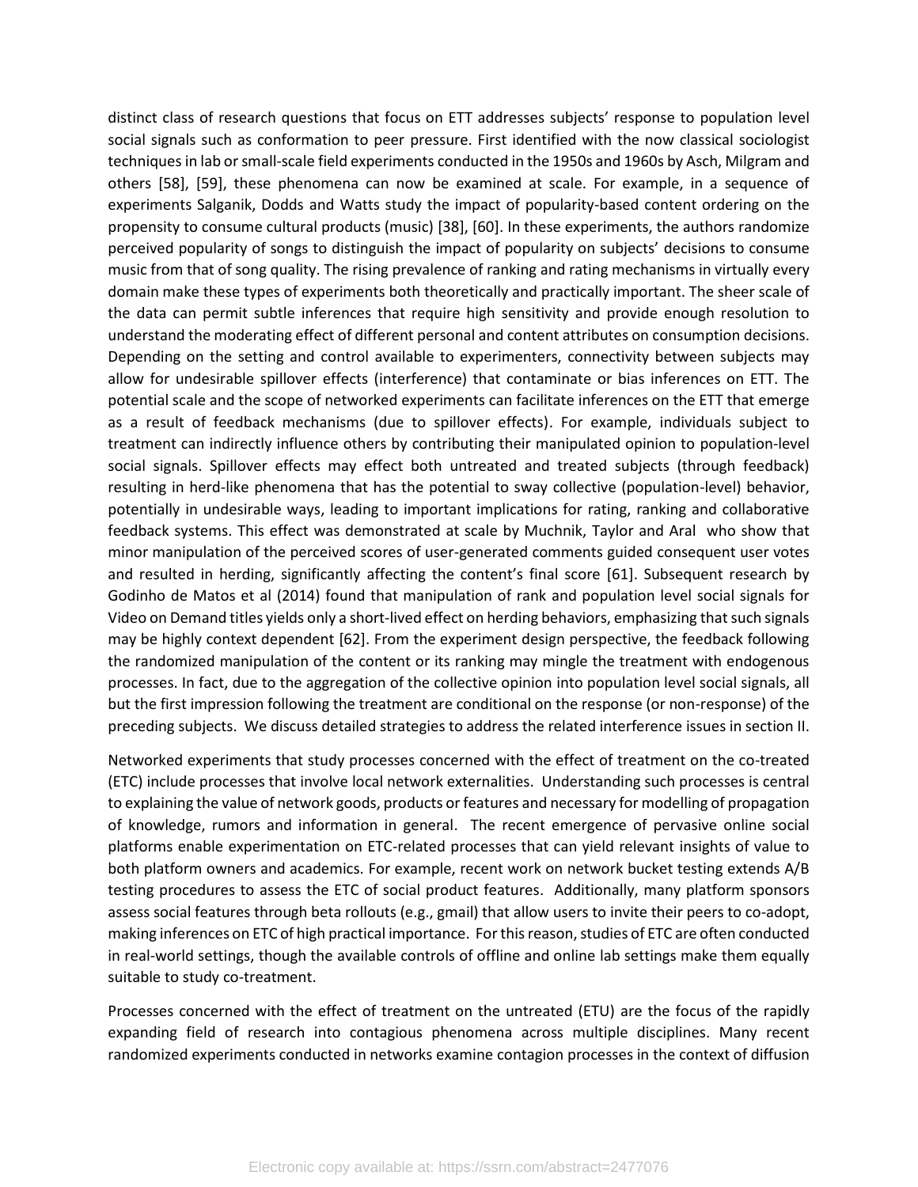distinct class of research questions that focus on ETT addresses subjects' response to population level social signals such as conformation to peer pressure. First identified with the now classical sociologist techniques in lab or small-scale field experiments conducted in the 1950s and 1960s by Asch, Milgram and others [58], [59], these phenomena can now be examined at scale. For example, in a sequence of experiments Salganik, Dodds and Watts study the impact of popularity-based content ordering on the propensity to consume cultural products (music) [38], [60]. In these experiments, the authors randomize perceived popularity of songs to distinguish the impact of popularity on subjects' decisions to consume music from that of song quality. The rising prevalence of ranking and rating mechanisms in virtually every domain make these types of experiments both theoretically and practically important. The sheer scale of the data can permit subtle inferences that require high sensitivity and provide enough resolution to understand the moderating effect of different personal and content attributes on consumption decisions. Depending on the setting and control available to experimenters, connectivity between subjects may allow for undesirable spillover effects (interference) that contaminate or bias inferences on ETT. The potential scale and the scope of networked experiments can facilitate inferences on the ETT that emerge as a result of feedback mechanisms (due to spillover effects). For example, individuals subject to treatment can indirectly influence others by contributing their manipulated opinion to population-level social signals. Spillover effects may effect both untreated and treated subjects (through feedback) resulting in herd-like phenomena that has the potential to sway collective (population-level) behavior, potentially in undesirable ways, leading to important implications for rating, ranking and collaborative feedback systems. This effect was demonstrated at scale by Muchnik, Taylor and Aral who show that minor manipulation of the perceived scores of user-generated comments guided consequent user votes and resulted in herding, significantly affecting the content's final score [61]. Subsequent research by Godinho de Matos et al (2014) found that manipulation of rank and population level social signals for Video on Demand titles yields only a short-lived effect on herding behaviors, emphasizing that such signals may be highly context dependent [62]. From the experiment design perspective, the feedback following the randomized manipulation of the content or its ranking may mingle the treatment with endogenous processes. In fact, due to the aggregation of the collective opinion into population level social signals, all but the first impression following the treatment are conditional on the response (or non-response) of the preceding subjects. We discuss detailed strategies to address the related interference issues in section II.

Networked experiments that study processes concerned with the effect of treatment on the co-treated (ETC) include processes that involve local network externalities. Understanding such processes is central to explaining the value of network goods, products or features and necessary for modelling of propagation of knowledge, rumors and information in general. The recent emergence of pervasive online social platforms enable experimentation on ETC-related processes that can yield relevant insights of value to both platform owners and academics. For example, recent work on network bucket testing extends A/B testing procedures to assess the ETC of social product features. Additionally, many platform sponsors assess social features through beta rollouts (e.g., gmail) that allow users to invite their peers to co-adopt, making inferences on ETC of high practical importance. For this reason, studies of ETC are often conducted in real-world settings, though the available controls of offline and online lab settings make them equally suitable to study co-treatment.

Processes concerned with the effect of treatment on the untreated (ETU) are the focus of the rapidly expanding field of research into contagious phenomena across multiple disciplines. Many recent randomized experiments conducted in networks examine contagion processes in the context of diffusion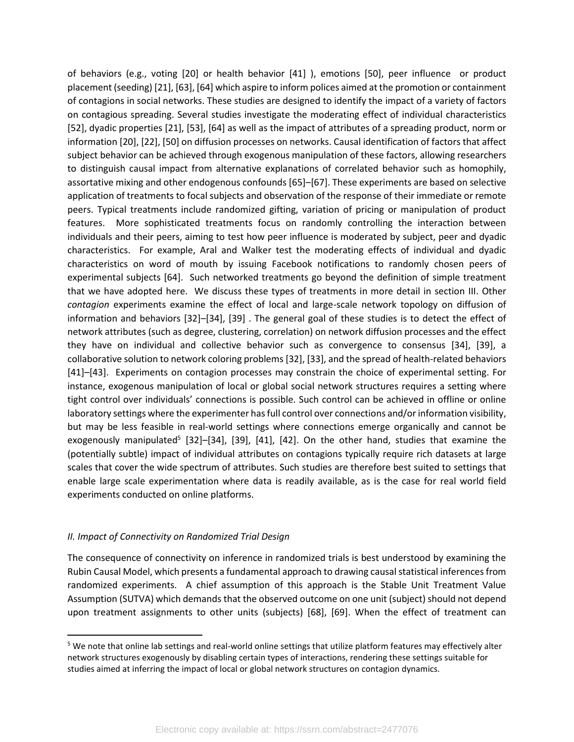of behaviors (e.g., voting [20] or health behavior [41] ), emotions [50], peer influence or product placement (seeding) [21], [63], [64] which aspire to inform polices aimed at the promotion or containment of contagions in social networks. These studies are designed to identify the impact of a variety of factors on contagious spreading. Several studies investigate the moderating effect of individual characteristics [52], dyadic properties [21], [53], [64] as well as the impact of attributes of a spreading product, norm or information [20], [22], [50] on diffusion processes on networks. Causal identification of factors that affect subject behavior can be achieved through exogenous manipulation of these factors, allowing researchers to distinguish causal impact from alternative explanations of correlated behavior such as homophily, assortative mixing and other endogenous confounds [65]–[67]. These experiments are based on selective application of treatments to focal subjects and observation of the response of their immediate or remote peers. Typical treatments include randomized gifting, variation of pricing or manipulation of product features. More sophisticated treatments focus on randomly controlling the interaction between individuals and their peers, aiming to test how peer influence is moderated by subject, peer and dyadic characteristics. For example, Aral and Walker test the moderating effects of individual and dyadic characteristics on word of mouth by issuing Facebook notifications to randomly chosen peers of experimental subjects [64]. Such networked treatments go beyond the definition of simple treatment that we have adopted here. We discuss these types of treatments in more detail in section III. Other *contagion* experiments examine the effect of local and large-scale network topology on diffusion of information and behaviors [32]–[34], [39] . The general goal of these studies is to detect the effect of network attributes (such as degree, clustering, correlation) on network diffusion processes and the effect they have on individual and collective behavior such as convergence to consensus [34], [39], a collaborative solution to network coloring problems [32], [33], and the spread of health-related behaviors [41]–[43]. Experiments on contagion processes may constrain the choice of experimental setting. For instance, exogenous manipulation of local or global social network structures requires a setting where tight control over individuals' connections is possible. Such control can be achieved in offline or online laboratory settings where the experimenter has full control over connections and/or information visibility, but may be less feasible in real-world settings where connections emerge organically and cannot be exogenously manipulated[5] [32]–[34], [39], [41], [42]. On the other hand, studies that examine the (potentially subtle) impact of individual attributes on contagions typically require rich datasets at large scales that cover the wide spectrum of attributes. Such studies are therefore best suited to settings that enable large scale experimentation where data is readily available, as is the case for real world field experiments conducted on online platforms.

*II. Impact of Connectivity on Randomized Trial Design*

The consequence of connectivity on inference in randomized trials is best understood by examining the Rubin Causal Model, which presents a fundamental approach to drawing causal statistical inferences from randomized experiments. A chief assumption of this approach is the Stable Unit Treatment Value Assumption (SUTVA) which demands that the observed outcome on one unit (subject) should not depend upon treatment assignments to other units (subjects) [68], [69]. When the effect of treatment can

[5] We note that online lab settings and real-world online settings that utilize platform features may effectively alter network structures exogenously by disabling certain types of interactions, rendering these settings suitable for studies aimed at inferring the impact of local or global network structures on contagion dynamics.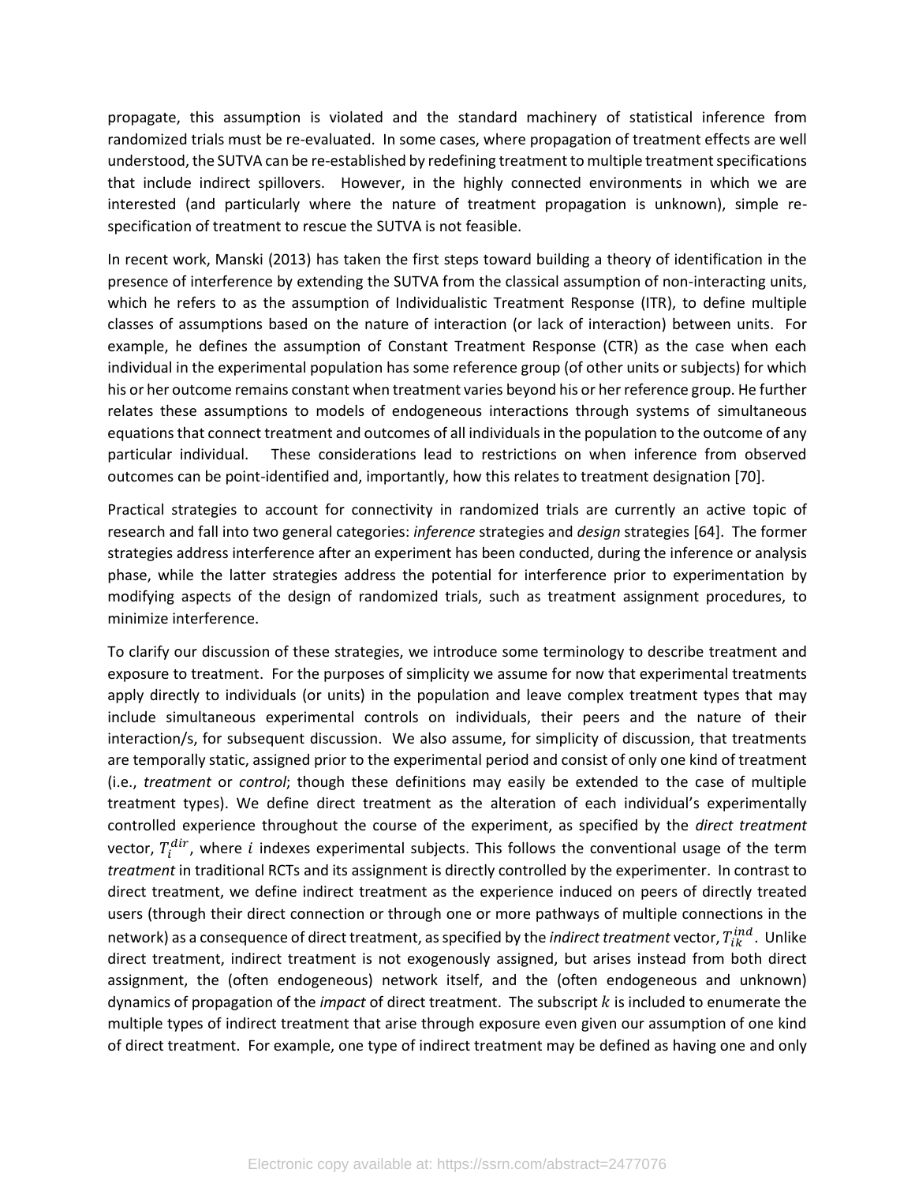propagate, this assumption is violated and the standard machinery of statistical inference from randomized trials must be re-evaluated. In some cases, where propagation of treatment effects are well understood, the SUTVA can be re-established by redefining treatment to multiple treatment specifications that include indirect spillovers. However, in the highly connected environments in which we are interested (and particularly where the nature of treatment propagation is unknown), simple re-specification of treatment to rescue the SUTVA is not feasible.

In recent work, Manski (2013) has taken the first steps toward building a theory of identification in the presence of interference by extending the SUTVA from the classical assumption of non-interacting units, which he refers to as the assumption of Individualistic Treatment Response (ITR), to define multiple classes of assumptions based on the nature of interaction (or lack of interaction) between units. For example, he defines the assumption of Constant Treatment Response (CTR) as the case when each individual in the experimental population has some reference group (of other units or subjects) for which his or her outcome remains constant when treatment varies beyond his or her reference group. He further relates these assumptions to models of endogeneous interactions through systems of simultaneous equations that connect treatment and outcomes of all individuals in the population to the outcome of any particular individual. These considerations lead to restrictions on when inference from observed outcomes can be point-identified and, importantly, how this relates to treatment designation [70].

Practical strategies to account for connectivity in randomized trials are currently an active topic of research and fall into two general categories: *inference* strategies and *design* strategies [64]. The former strategies address interference after an experiment has been conducted, during the inference or analysis phase, while the latter strategies address the potential for interference prior to experimentation by modifying aspects of the design of randomized trials, such as treatment assignment procedures, to minimize interference.

To clarify our discussion of these strategies, we introduce some terminology to describe treatment and exposure to treatment. For the purposes of simplicity we assume for now that experimental treatments apply directly to individuals (or units) in the population and leave complex treatment types that may include simultaneous experimental controls on individuals, their peers and the nature of their interaction/s, for subsequent discussion. We also assume, for simplicity of discussion, that treatments are temporally static, assigned prior to the experimental period and consist of only one kind of treatment (i.e., *treatment* or *control*; though these definitions may easily be extended to the case of multiple treatment types). We define direct treatment as the alteration of each individual's experimentally controlled experience throughout the course of the experiment, as specified by the *direct treatment* vector, $T_i^{dir}$, where $i$ indexes experimental subjects. This follows the conventional usage of the term *treatment* in traditional RCTs and its assignment is directly controlled by the experimenter. In contrast to direct treatment, we define indirect treatment as the experience induced on peers of directly treated users (through their direct connection or through one or more pathways of multiple connections in the network) as a consequence of direct treatment, as specified by the *indirect treatment* vector, $T_{ik}^{ind}$. Unlike direct treatment, indirect treatment is not exogenously assigned, but arises instead from both direct assignment, the (often endogeneous) network itself, and the (often endogeneous and unknown) dynamics of propagation of the *impact* of direct treatment. The subscript $k$ is included to enumerate the multiple types of indirect treatment that arise through exposure even given our assumption of one kind of direct treatment. For example, one type of indirect treatment may be defined as having one and only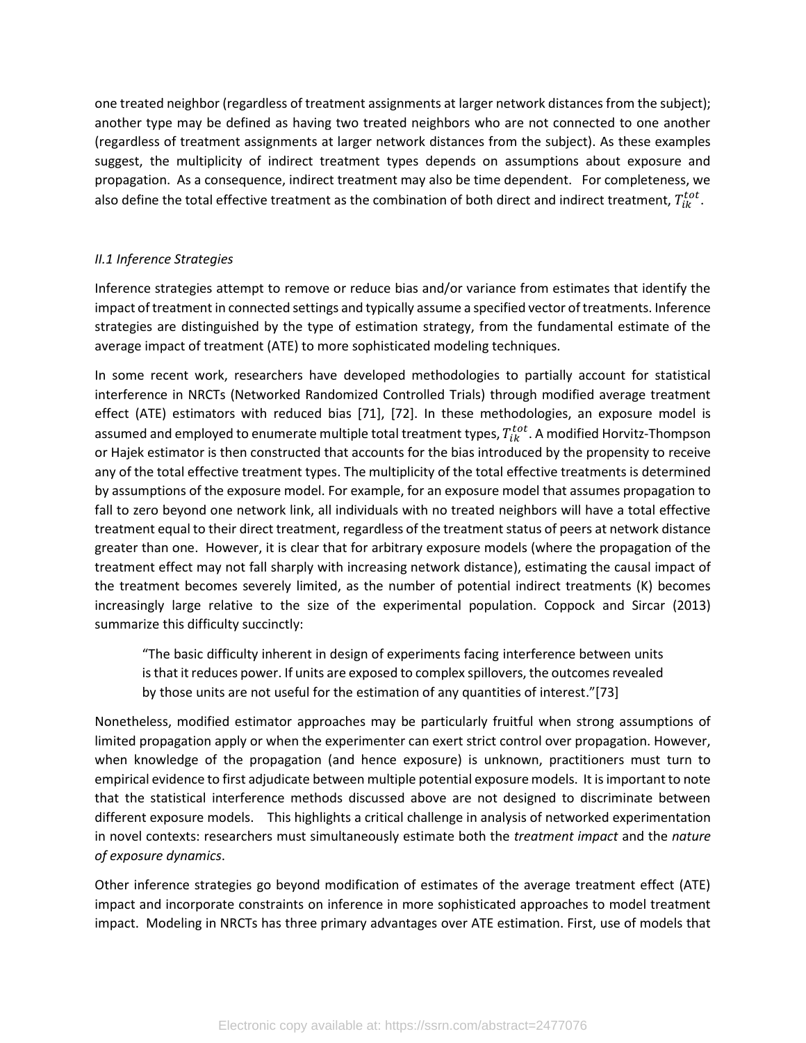one treated neighbor (regardless of treatment assignments at larger network distances from the subject); another type may be defined as having two treated neighbors who are not connected to one another (regardless of treatment assignments at larger network distances from the subject). As these examples suggest, the multiplicity of indirect treatment types depends on assumptions about exposure and propagation. As a consequence, indirect treatment may also be time dependent. For completeness, we also define the total effective treatment as the combination of both direct and indirect treatment, $T_{ik}^{tot}$.

### *II.1 Inference Strategies*

Inference strategies attempt to remove or reduce bias and/or variance from estimates that identify the impact of treatment in connected settings and typically assume a specified vector of treatments. Inference strategies are distinguished by the type of estimation strategy, from the fundamental estimate of the average impact of treatment (ATE) to more sophisticated modeling techniques.

In some recent work, researchers have developed methodologies to partially account for statistical interference in NRCTs (Networked Randomized Controlled Trials) through modified average treatment effect (ATE) estimators with reduced bias [71], [72]. In these methodologies, an exposure model is assumed and employed to enumerate multiple total treatment types, $T_{ik}^{tot}$. A modified Horvitz-Thompson or Hajek estimator is then constructed that accounts for the bias introduced by the propensity to receive any of the total effective treatment types. The multiplicity of the total effective treatments is determined by assumptions of the exposure model. For example, for an exposure model that assumes propagation to fall to zero beyond one network link, all individuals with no treated neighbors will have a total effective treatment equal to their direct treatment, regardless of the treatment status of peers at network distance greater than one. However, it is clear that for arbitrary exposure models (where the propagation of the treatment effect may not fall sharply with increasing network distance), estimating the causal impact of the treatment becomes severely limited, as the number of potential indirect treatments (K) becomes increasingly large relative to the size of the experimental population. Coppock and Sircar (2013) summarize this difficulty succinctly:

> "The basic difficulty inherent in design of experiments facing interference between units is that it reduces power. If units are exposed to complex spillovers, the outcomes revealed by those units are not useful for the estimation of any quantities of interest."[73]

Nonetheless, modified estimator approaches may be particularly fruitful when strong assumptions of limited propagation apply or when the experimenter can exert strict control over propagation. However, when knowledge of the propagation (and hence exposure) is unknown, practitioners must turn to empirical evidence to first adjudicate between multiple potential exposure models. It is important to note that the statistical interference methods discussed above are not designed to discriminate between different exposure models. This highlights a critical challenge in analysis of networked experimentation in novel contexts: researchers must simultaneously estimate both the *treatment impact* and the *nature of exposure dynamics*.

Other inference strategies go beyond modification of estimates of the average treatment effect (ATE) impact and incorporate constraints on inference in more sophisticated approaches to model treatment impact. Modeling in NRCTs has three primary advantages over ATE estimation. First, use of models that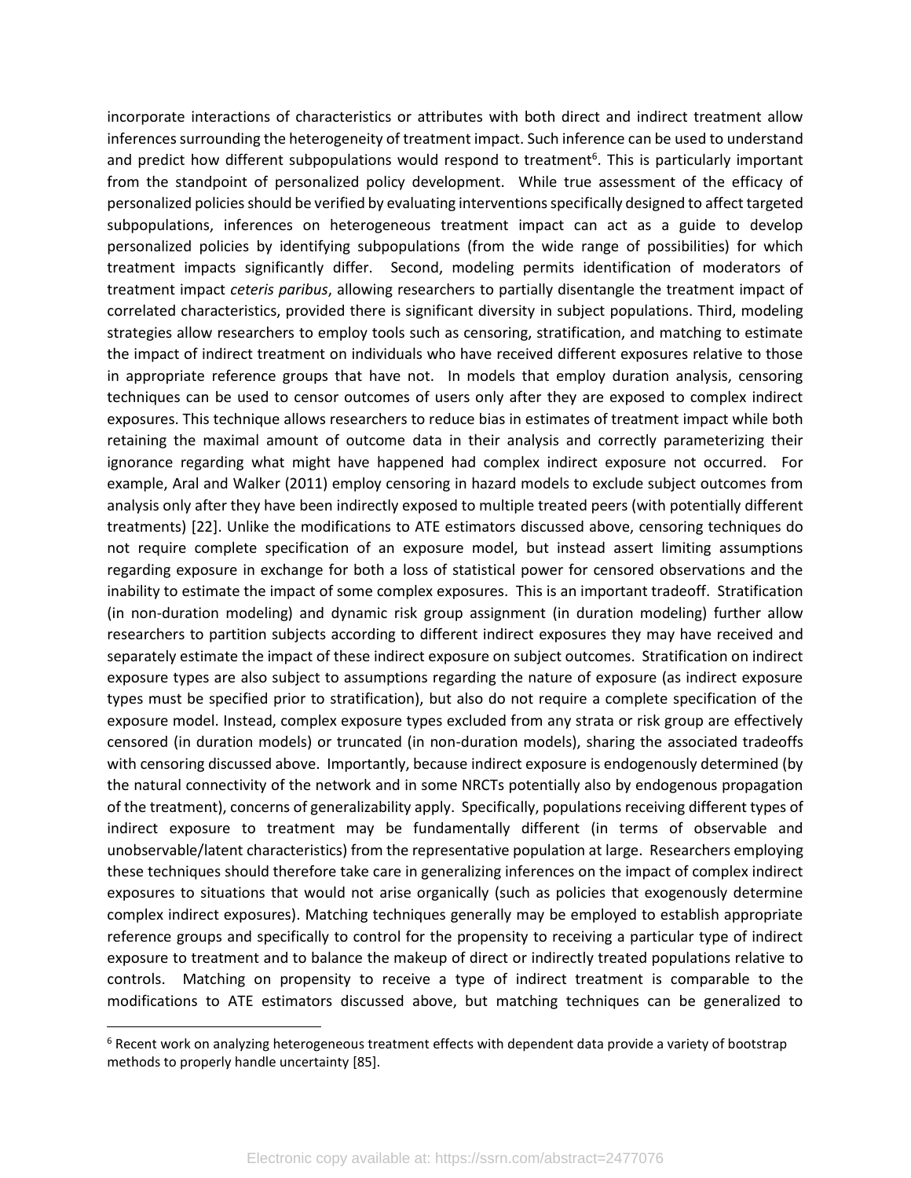incorporate interactions of characteristics or attributes with both direct and indirect treatment allow inferences surrounding the heterogeneity of treatment impact. Such inference can be used to understand and predict how different subpopulations would respond to treatment[6]. This is particularly important from the standpoint of personalized policy development. While true assessment of the efficacy of personalized policies should be verified by evaluating interventions specifically designed to affect targeted subpopulations, inferences on heterogeneous treatment impact can act as a guide to develop personalized policies by identifying subpopulations (from the wide range of possibilities) for which treatment impacts significantly differ. Second, modeling permits identification of moderators of treatment impact *ceteris paribus*, allowing researchers to partially disentangle the treatment impact of correlated characteristics, provided there is significant diversity in subject populations. Third, modeling strategies allow researchers to employ tools such as censoring, stratification, and matching to estimate the impact of indirect treatment on individuals who have received different exposures relative to those in appropriate reference groups that have not. In models that employ duration analysis, censoring techniques can be used to censor outcomes of users only after they are exposed to complex indirect exposures. This technique allows researchers to reduce bias in estimates of treatment impact while both retaining the maximal amount of outcome data in their analysis and correctly parameterizing their ignorance regarding what might have happened had complex indirect exposure not occurred. For example, Aral and Walker (2011) employ censoring in hazard models to exclude subject outcomes from analysis only after they have been indirectly exposed to multiple treated peers (with potentially different treatments) [22]. Unlike the modifications to ATE estimators discussed above, censoring techniques do not require complete specification of an exposure model, but instead assert limiting assumptions regarding exposure in exchange for both a loss of statistical power for censored observations and the inability to estimate the impact of some complex exposures. This is an important tradeoff. Stratification (in non-duration modeling) and dynamic risk group assignment (in duration modeling) further allow researchers to partition subjects according to different indirect exposures they may have received and separately estimate the impact of these indirect exposure on subject outcomes. Stratification on indirect exposure types are also subject to assumptions regarding the nature of exposure (as indirect exposure types must be specified prior to stratification), but also do not require a complete specification of the exposure model. Instead, complex exposure types excluded from any strata or risk group are effectively censored (in duration models) or truncated (in non-duration models), sharing the associated tradeoffs with censoring discussed above. Importantly, because indirect exposure is endogenously determined (by the natural connectivity of the network and in some NRCTs potentially also by endogenous propagation of the treatment), concerns of generalizability apply. Specifically, populations receiving different types of indirect exposure to treatment may be fundamentally different (in terms of observable and unobservable/latent characteristics) from the representative population at large. Researchers employing these techniques should therefore take care in generalizing inferences on the impact of complex indirect exposures to situations that would not arise organically (such as policies that exogenously determine complex indirect exposures). Matching techniques generally may be employed to establish appropriate reference groups and specifically to control for the propensity to receiving a particular type of indirect exposure to treatment and to balance the makeup of direct or indirectly treated populations relative to controls. Matching on propensity to receive a type of indirect treatment is comparable to the modifications to ATE estimators discussed above, but matching techniques can be generalized to

[6] Recent work on analyzing heterogeneous treatment effects with dependent data provide a variety of bootstrap methods to properly handle uncertainty [85].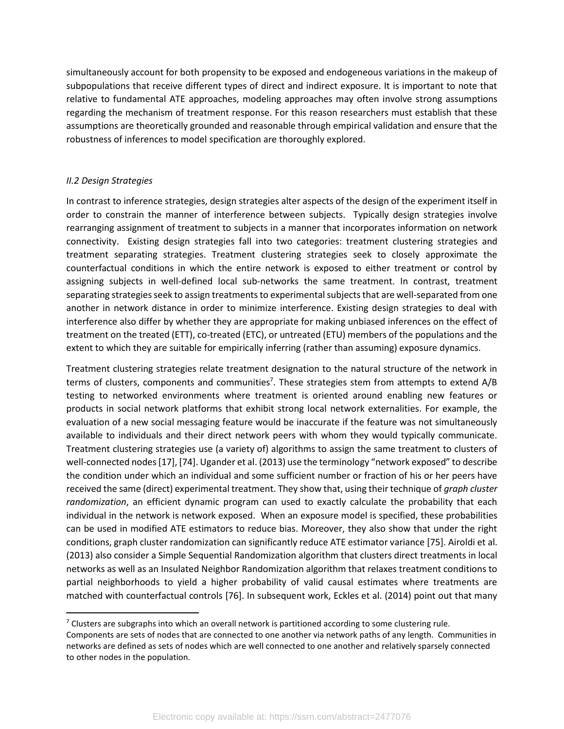simultaneously account for both propensity to be exposed and endogeneous variations in the makeup of subpopulations that receive different types of direct and indirect exposure. It is important to note that relative to fundamental ATE approaches, modeling approaches may often involve strong assumptions regarding the mechanism of treatment response. For this reason researchers must establish that these assumptions are theoretically grounded and reasonable through empirical validation and ensure that the robustness of inferences to model specification are thoroughly explored.

### *II.2 Design Strategies*

In contrast to inference strategies, design strategies alter aspects of the design of the experiment itself in order to constrain the manner of interference between subjects. Typically design strategies involve rearranging assignment of treatment to subjects in a manner that incorporates information on network connectivity. Existing design strategies fall into two categories: treatment clustering strategies and treatment separating strategies. Treatment clustering strategies seek to closely approximate the counterfactual conditions in which the entire network is exposed to either treatment or control by assigning subjects in well-defined local sub-networks the same treatment. In contrast, treatment separating strategies seek to assign treatments to experimental subjects that are well-separated from one another in network distance in order to minimize interference. Existing design strategies to deal with interference also differ by whether they are appropriate for making unbiased inferences on the effect of treatment on the treated (ETT), co-treated (ETC), or untreated (ETU) members of the populations and the extent to which they are suitable for empirically inferring (rather than assuming) exposure dynamics.

Treatment clustering strategies relate treatment designation to the natural structure of the network in terms of clusters, components and communities[7]. These strategies stem from attempts to extend A/B testing to networked environments where treatment is oriented around enabling new features or products in social network platforms that exhibit strong local network externalities. For example, the evaluation of a new social messaging feature would be inaccurate if the feature was not simultaneously available to individuals and their direct network peers with whom they would typically communicate. Treatment clustering strategies use (a variety of) algorithms to assign the same treatment to clusters of well-connected nodes [17], [74]. Ugander et al. (2013) use the terminology "network exposed" to describe the condition under which an individual and some sufficient number or fraction of his or her peers have received the same (direct) experimental treatment. They show that, using their technique of *graph cluster randomization*, an efficient dynamic program can used to exactly calculate the probability that each individual in the network is network exposed. When an exposure model is specified, these probabilities can be used in modified ATE estimators to reduce bias. Moreover, they also show that under the right conditions, graph cluster randomization can significantly reduce ATE estimator variance [75]. Airoldi et al. (2013) also consider a Simple Sequential Randomization algorithm that clusters direct treatments in local networks as well as an Insulated Neighbor Randomization algorithm that relaxes treatment conditions to partial neighborhoods to yield a higher probability of valid causal estimates where treatments are matched with counterfactual controls [76]. In subsequent work, Eckles et al. (2014) point out that many

[7] Clusters are subgraphs into which an overall network is partitioned according to some clustering rule. Components are sets of nodes that are connected to one another via network paths of any length. Communities in networks are defined as sets of nodes which are well connected to one another and relatively sparsely connected to other nodes in the population.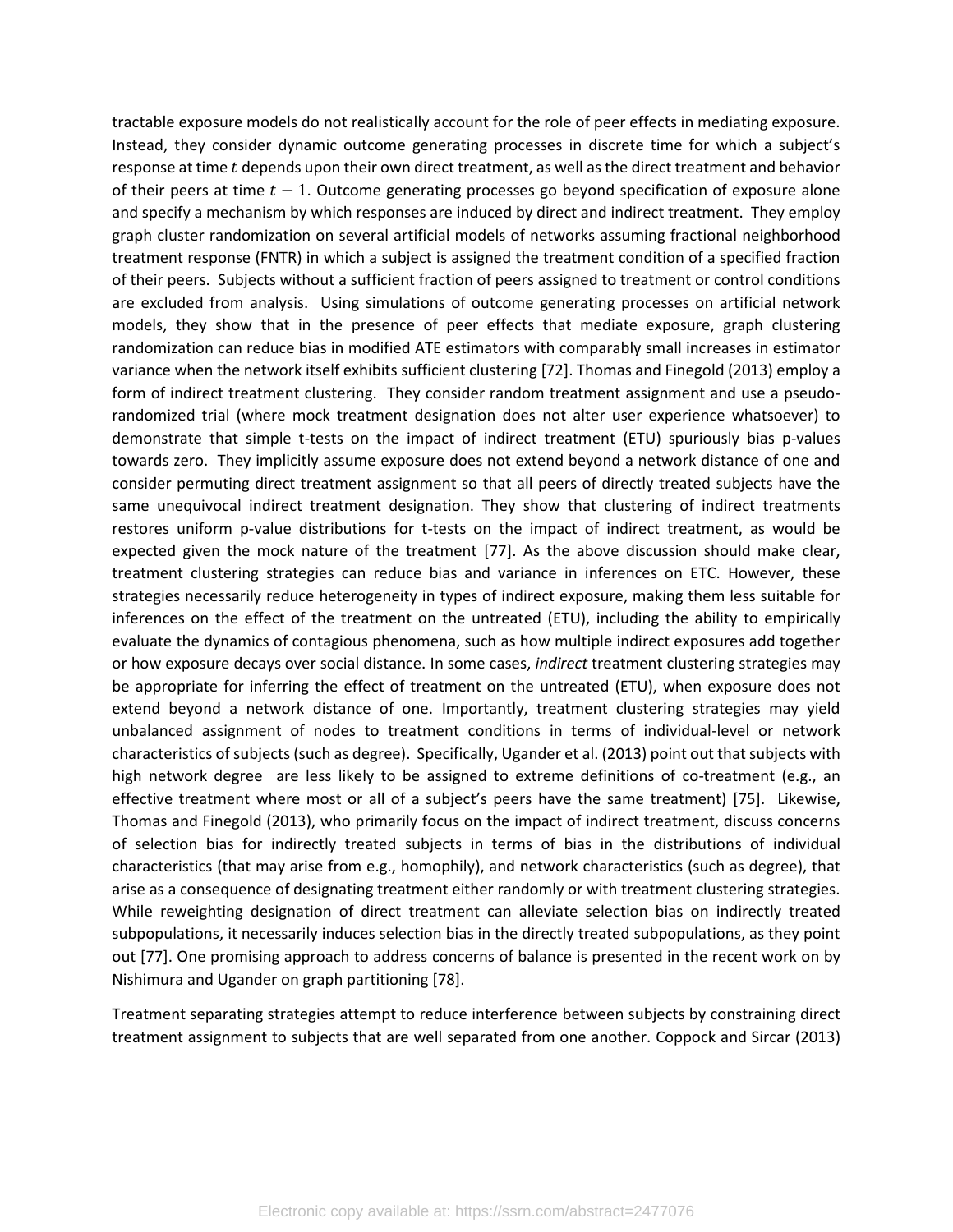tractable exposure models do not realistically account for the role of peer effects in mediating exposure. Instead, they consider dynamic outcome generating processes in discrete time for which a subject's response at time $t$ depends upon their own direct treatment, as well as the direct treatment and behavior of their peers at time $t-1$. Outcome generating processes go beyond specification of exposure alone and specify a mechanism by which responses are induced by direct and indirect treatment. They employ graph cluster randomization on several artificial models of networks assuming fractional neighborhood treatment response (FNTR) in which a subject is assigned the treatment condition of a specified fraction of their peers. Subjects without a sufficient fraction of peers assigned to treatment or control conditions are excluded from analysis. Using simulations of outcome generating processes on artificial network models, they show that in the presence of peer effects that mediate exposure, graph clustering randomization can reduce bias in modified ATE estimators with comparably small increases in estimator variance when the network itself exhibits sufficient clustering [72]. Thomas and Finegold (2013) employ a form of indirect treatment clustering. They consider random treatment assignment and use a pseudo-randomized trial (where mock treatment designation does not alter user experience whatsoever) to demonstrate that simple t-tests on the impact of indirect treatment (ETU) spuriously bias p-values towards zero. They implicitly assume exposure does not extend beyond a network distance of one and consider permuting direct treatment assignment so that all peers of directly treated subjects have the same unequivocal indirect treatment designation. They show that clustering of indirect treatments restores uniform p-value distributions for t-tests on the impact of indirect treatment, as would be expected given the mock nature of the treatment [77]. As the above discussion should make clear, treatment clustering strategies can reduce bias and variance in inferences on ETC. However, these strategies necessarily reduce heterogeneity in types of indirect exposure, making them less suitable for inferences on the effect of the treatment on the untreated (ETU), including the ability to empirically evaluate the dynamics of contagious phenomena, such as how multiple indirect exposures add together or how exposure decays over social distance. In some cases, *indirect* treatment clustering strategies may be appropriate for inferring the effect of treatment on the untreated (ETU), when exposure does not extend beyond a network distance of one. Importantly, treatment clustering strategies may yield unbalanced assignment of nodes to treatment conditions in terms of individual-level or network characteristics of subjects (such as degree). Specifically, Ugander et al. (2013) point out that subjects with high network degree are less likely to be assigned to extreme definitions of co-treatment (e.g., an effective treatment where most or all of a subject's peers have the same treatment) [75]. Likewise, Thomas and Finegold (2013), who primarily focus on the impact of indirect treatment, discuss concerns of selection bias for indirectly treated subjects in terms of bias in the distributions of individual characteristics (that may arise from e.g., homophily), and network characteristics (such as degree), that arise as a consequence of designating treatment either randomly or with treatment clustering strategies. While reweighting designation of direct treatment can alleviate selection bias on indirectly treated subpopulations, it necessarily induces selection bias in the directly treated subpopulations, as they point out [77]. One promising approach to address concerns of balance is presented in the recent work on by Nishimura and Ugander on graph partitioning [78].

Treatment separating strategies attempt to reduce interference between subjects by constraining direct treatment assignment to subjects that are well separated from one another. Coppock and Sircar (2013)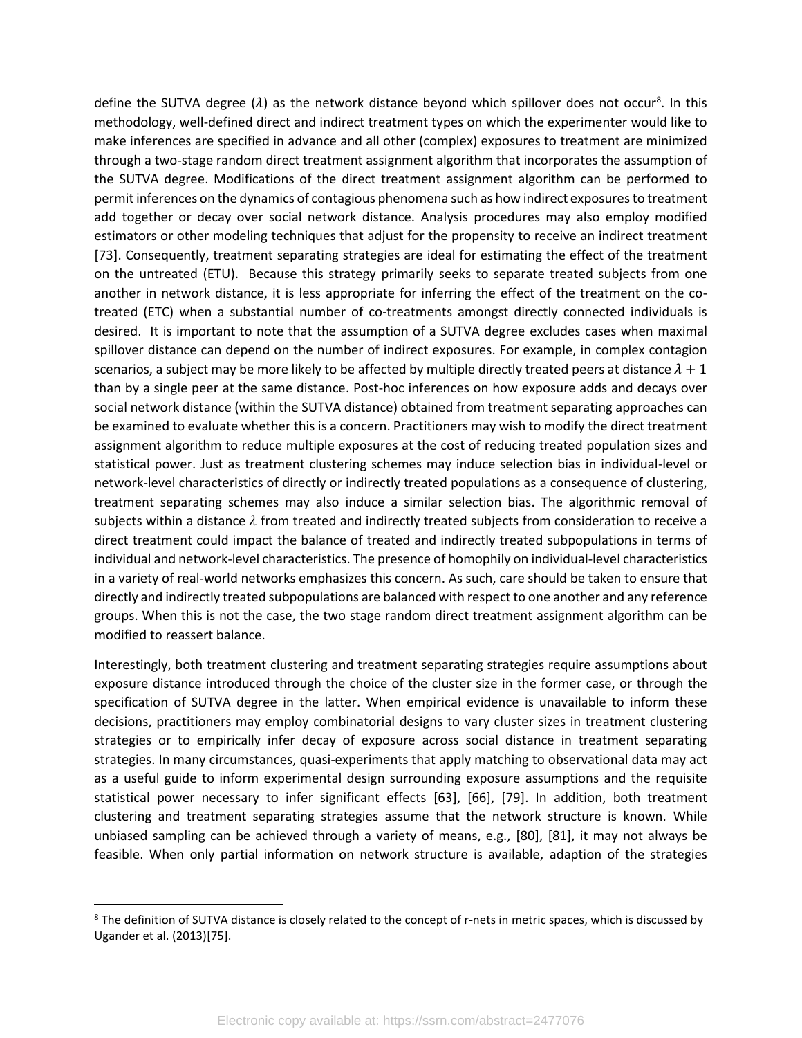define the SUTVA degree ($\lambda$) as the network distance beyond which spillover does not occur[8]. In this methodology, well-defined direct and indirect treatment types on which the experimenter would like to make inferences are specified in advance and all other (complex) exposures to treatment are minimized through a two-stage random direct treatment assignment algorithm that incorporates the assumption of the SUTVA degree. Modifications of the direct treatment assignment algorithm can be performed to permit inferences on the dynamics of contagious phenomena such as how indirect exposures to treatment add together or decay over social network distance. Analysis procedures may also employ modified estimators or other modeling techniques that adjust for the propensity to receive an indirect treatment [73]. Consequently, treatment separating strategies are ideal for estimating the effect of the treatment on the untreated (ETU). Because this strategy primarily seeks to separate treated subjects from one another in network distance, it is less appropriate for inferring the effect of the treatment on the co-treated (ETC) when a substantial number of co-treatments amongst directly connected individuals is desired. It is important to note that the assumption of a SUTVA degree excludes cases when maximal spillover distance can depend on the number of indirect exposures. For example, in complex contagion scenarios, a subject may be more likely to be affected by multiple directly treated peers at distance $\lambda + 1$ than by a single peer at the same distance. Post-hoc inferences on how exposure adds and decays over social network distance (within the SUTVA distance) obtained from treatment separating approaches can be examined to evaluate whether this is a concern. Practitioners may wish to modify the direct treatment assignment algorithm to reduce multiple exposures at the cost of reducing treated population sizes and statistical power. Just as treatment clustering schemes may induce selection bias in individual-level or network-level characteristics of directly or indirectly treated populations as a consequence of clustering, treatment separating schemes may also induce a similar selection bias. The algorithmic removal of subjects within a distance $\lambda$ from treated and indirectly treated subjects from consideration to receive a direct treatment could impact the balance of treated and indirectly treated subpopulations in terms of individual and network-level characteristics. The presence of homophily on individual-level characteristics in a variety of real-world networks emphasizes this concern. As such, care should be taken to ensure that directly and indirectly treated subpopulations are balanced with respect to one another and any reference groups. When this is not the case, the two stage random direct treatment assignment algorithm can be modified to reassert balance.

Interestingly, both treatment clustering and treatment separating strategies require assumptions about exposure distance introduced through the choice of the cluster size in the former case, or through the specification of SUTVA degree in the latter. When empirical evidence is unavailable to inform these decisions, practitioners may employ combinatorial designs to vary cluster sizes in treatment clustering strategies or to empirically infer decay of exposure across social distance in treatment separating strategies. In many circumstances, quasi-experiments that apply matching to observational data may act as a useful guide to inform experimental design surrounding exposure assumptions and the requisite statistical power necessary to infer significant effects [63], [66], [79]. In addition, both treatment clustering and treatment separating strategies assume that the network structure is known. While unbiased sampling can be achieved through a variety of means, e.g., [80], [81], it may not always be feasible. When only partial information on network structure is available, adaption of the strategies

[8] The definition of SUTVA distance is closely related to the concept of r-nets in metric spaces, which is discussed by Ugander et al. (2013)[75].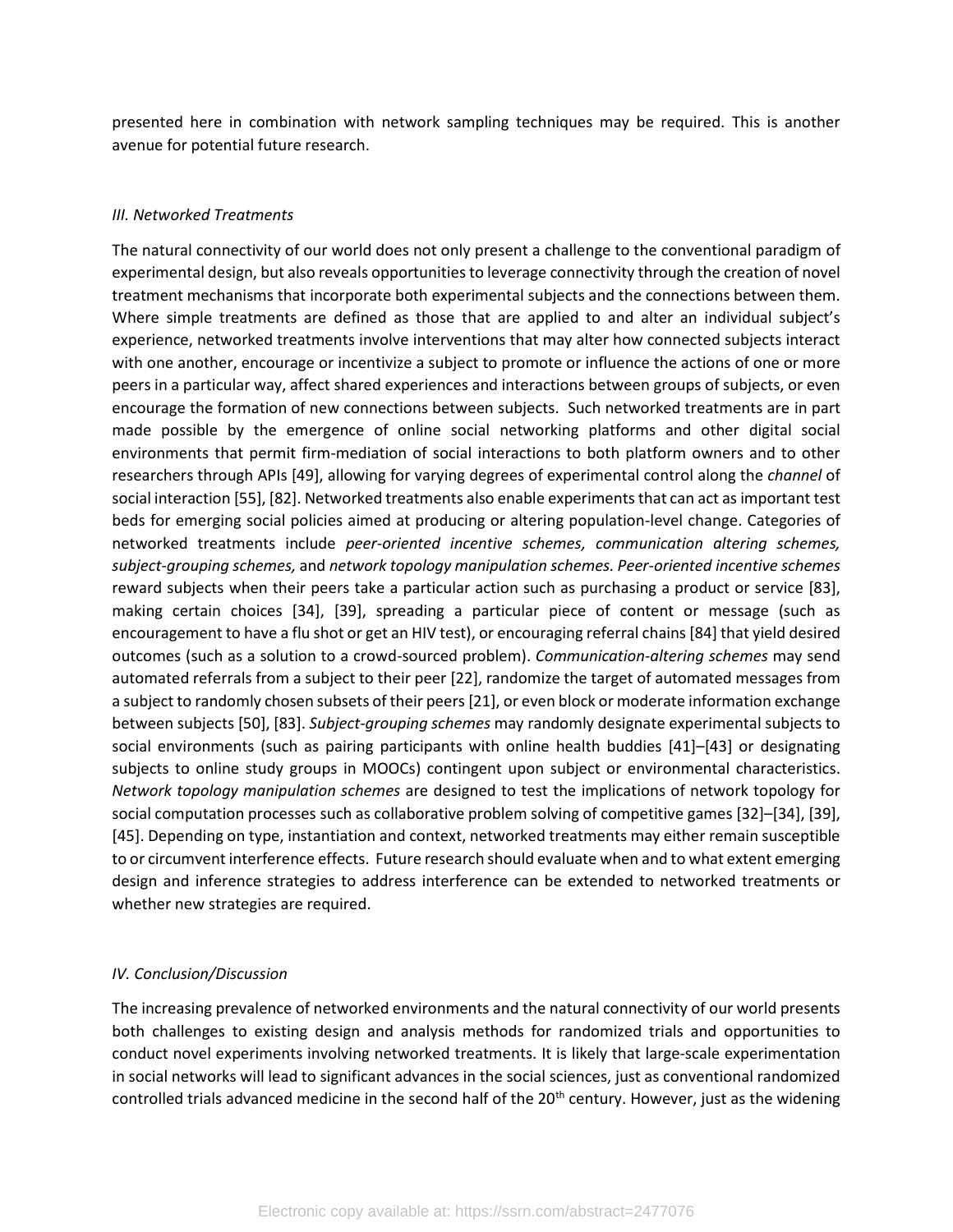presented here in combination with network sampling techniques may be required. This is another avenue for potential future research.

### *III. Networked Treatments*

The natural connectivity of our world does not only present a challenge to the conventional paradigm of experimental design, but also reveals opportunities to leverage connectivity through the creation of novel treatment mechanisms that incorporate both experimental subjects and the connections between them. Where simple treatments are defined as those that are applied to and alter an individual subject's experience, networked treatments involve interventions that may alter how connected subjects interact with one another, encourage or incentivize a subject to promote or influence the actions of one or more peers in a particular way, affect shared experiences and interactions between groups of subjects, or even encourage the formation of new connections between subjects. Such networked treatments are in part made possible by the emergence of online social networking platforms and other digital social environments that permit firm-mediation of social interactions to both platform owners and to other researchers through APIs [49], allowing for varying degrees of experimental control along the *channel* of social interaction [55], [82]. Networked treatments also enable experiments that can act as important test beds for emerging social policies aimed at producing or altering population-level change. Categories of networked treatments include *peer-oriented incentive schemes, communication altering schemes, subject-grouping schemes,* and *network topology manipulation schemes. Peer-oriented incentive schemes* reward subjects when their peers take a particular action such as purchasing a product or service [83], making certain choices [34], [39], spreading a particular piece of content or message (such as encouragement to have a flu shot or get an HIV test), or encouraging referral chains [84] that yield desired outcomes (such as a solution to a crowd-sourced problem). *Communication-altering schemes* may send automated referrals from a subject to their peer [22], randomize the target of automated messages from a subject to randomly chosen subsets of their peers [21], or even block or moderate information exchange between subjects [50], [83]. *Subject-grouping schemes* may randomly designate experimental subjects to social environments (such as pairing participants with online health buddies [41]–[43] or designating subjects to online study groups in MOOCs) contingent upon subject or environmental characteristics. *Network topology manipulation schemes* are designed to test the implications of network topology for social computation processes such as collaborative problem solving of competitive games [32]–[34], [39], [45]. Depending on type, instantiation and context, networked treatments may either remain susceptible to or circumvent interference effects. Future research should evaluate when and to what extent emerging design and inference strategies to address interference can be extended to networked treatments or whether new strategies are required.

### *IV. Conclusion/Discussion*

The increasing prevalence of networked environments and the natural connectivity of our world presents both challenges to existing design and analysis methods for randomized trials and opportunities to conduct novel experiments involving networked treatments. It is likely that large-scale experimentation in social networks will lead to significant advances in the social sciences, just as conventional randomized controlled trials advanced medicine in the second half of the 20th century. However, just as the widening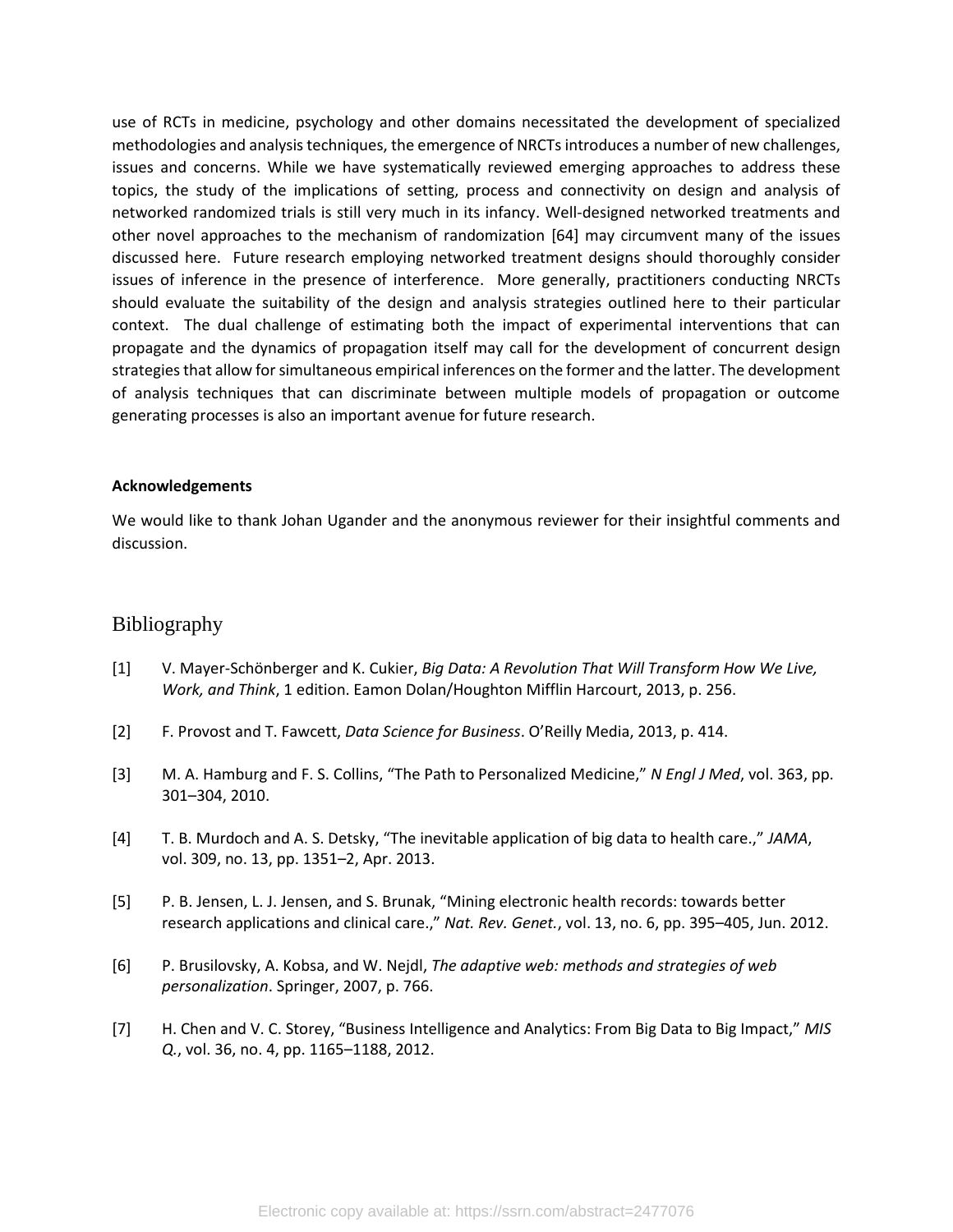use of RCTs in medicine, psychology and other domains necessitated the development of specialized methodologies and analysis techniques, the emergence of NRCTs introduces a number of new challenges, issues and concerns. While we have systematically reviewed emerging approaches to address these topics, the study of the implications of setting, process and connectivity on design and analysis of networked randomized trials is still very much in its infancy. Well-designed networked treatments and other novel approaches to the mechanism of randomization [64] may circumvent many of the issues discussed here. Future research employing networked treatment designs should thoroughly consider issues of inference in the presence of interference. More generally, practitioners conducting NRCTs should evaluate the suitability of the design and analysis strategies outlined here to their particular context. The dual challenge of estimating both the impact of experimental interventions that can propagate and the dynamics of propagation itself may call for the development of concurrent design strategies that allow for simultaneous empirical inferences on the former and the latter. The development of analysis techniques that can discriminate between multiple models of propagation or outcome generating processes is also an important avenue for future research.

**Acknowledgements**

We would like to thank Johan Ugander and the anonymous reviewer for their insightful comments and discussion.

# Bibliography

[1] V. Mayer-Schönberger and K. Cukier, *Big Data: A Revolution That Will Transform How We Live, Work, and Think*, 1 edition. Eamon Dolan/Houghton Mifflin Harcourt, 2013, p. 256.

[2] F. Provost and T. Fawcett, *Data Science for Business*. O'Reilly Media, 2013, p. 414.

[3] M. A. Hamburg and F. S. Collins, "The Path to Personalized Medicine," *N Engl J Med*, vol. 363, pp. 301–304, 2010.

[4] T. B. Murdoch and A. S. Detsky, "The inevitable application of big data to health care.," *JAMA*, vol. 309, no. 13, pp. 1351–2, Apr. 2013.

[5] P. B. Jensen, L. J. Jensen, and S. Brunak, "Mining electronic health records: towards better research applications and clinical care.," *Nat. Rev. Genet.*, vol. 13, no. 6, pp. 395–405, Jun. 2012.

[6] P. Brusilovsky, A. Kobsa, and W. Nejdl, *The adaptive web: methods and strategies of web personalization*. Springer, 2007, p. 766.

[7] H. Chen and V. C. Storey, "Business Intelligence and Analytics: From Big Data to Big Impact," *MIS Q.*, vol. 36, no. 4, pp. 1165–1188, 2012.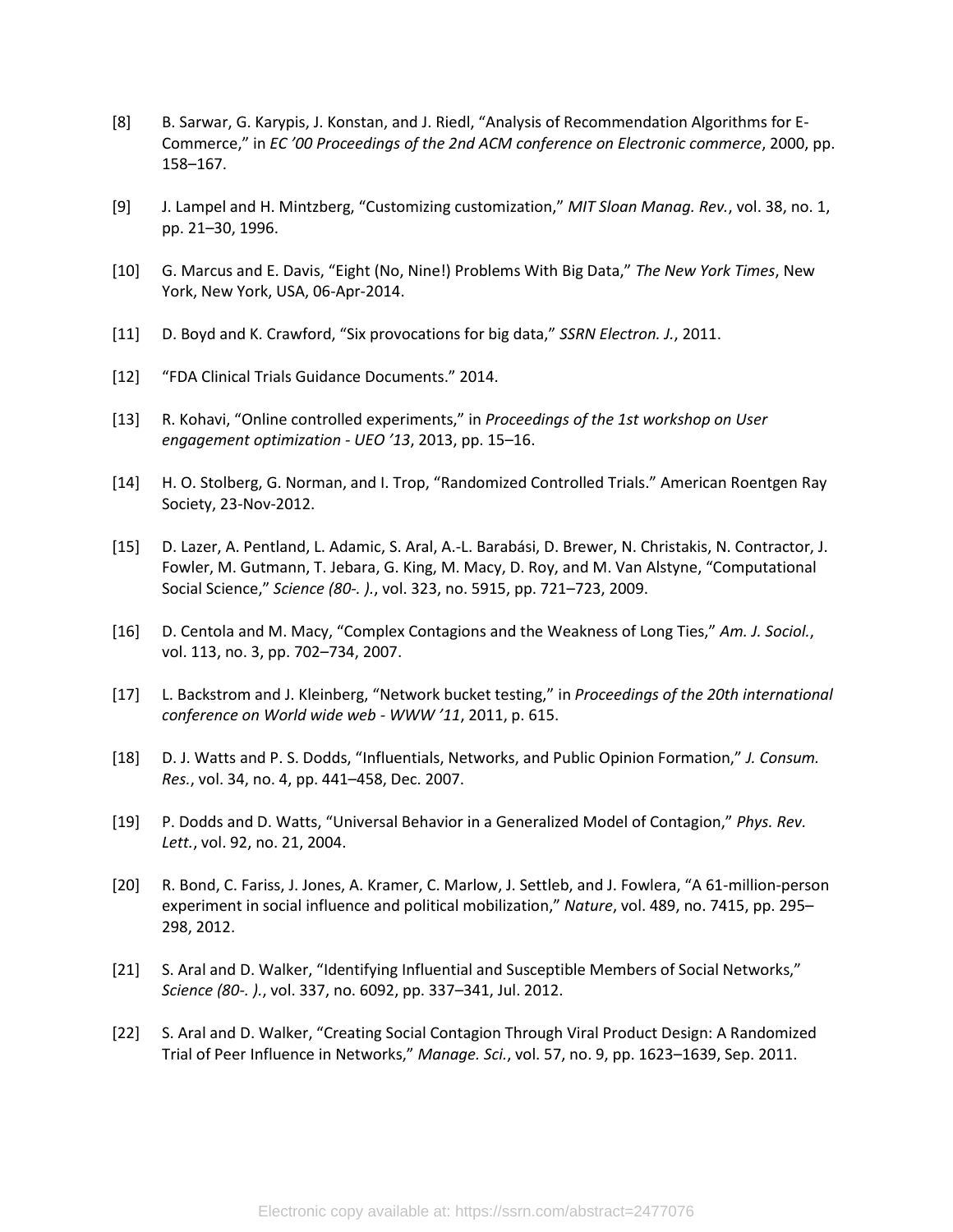[8] B. Sarwar, G. Karypis, J. Konstan, and J. Riedl, “Analysis of Recommendation Algorithms for E-Commerce,” in *EC ’00 Proceedings of the 2nd ACM conference on Electronic commerce*, 2000, pp. 158–167.

[9] J. Lampel and H. Mintzberg, “Customizing customization,” *MIT Sloan Manag. Rev.*, vol. 38, no. 1, pp. 21–30, 1996.

[10] G. Marcus and E. Davis, “Eight (No, Nine!) Problems With Big Data,” *The New York Times*, New York, New York, USA, 06-Apr-2014.

[11] D. Boyd and K. Crawford, “Six provocations for big data,” *SSRN Electron. J.*, 2011.

[12] “FDA Clinical Trials Guidance Documents.” 2014.

[13] R. Kohavi, “Online controlled experiments,” in *Proceedings of the 1st workshop on User engagement optimization - UEO ’13*, 2013, pp. 15–16.

[14] H. O. Stolberg, G. Norman, and I. Trop, “Randomized Controlled Trials.” American Roentgen Ray Society, 23-Nov-2012.

[15] D. Lazer, A. Pentland, L. Adamic, S. Aral, A.-L. Barabási, D. Brewer, N. Christakis, N. Contractor, J. Fowler, M. Gutmann, T. Jebara, G. King, M. Macy, D. Roy, and M. Van Alstyne, “Computational Social Science,” *Science (80-. ).*, vol. 323, no. 5915, pp. 721–723, 2009.

[16] D. Centola and M. Macy, “Complex Contagions and the Weakness of Long Ties,” *Am. J. Sociol.*, vol. 113, no. 3, pp. 702–734, 2007.

[17] L. Backstrom and J. Kleinberg, “Network bucket testing,” in *Proceedings of the 20th international conference on World wide web - WWW ’11*, 2011, p. 615.

[18] D. J. Watts and P. S. Dodds, “Influentials, Networks, and Public Opinion Formation,” *J. Consum. Res.*, vol. 34, no. 4, pp. 441–458, Dec. 2007.

[19] P. Dodds and D. Watts, “Universal Behavior in a Generalized Model of Contagion,” *Phys. Rev. Lett.*, vol. 92, no. 21, 2004.

[20] R. Bond, C. Fariss, J. Jones, A. Kramer, C. Marlow, J. Settleb, and J. Fowlera, “A 61-million-person experiment in social influence and political mobilization,” *Nature*, vol. 489, no. 7415, pp. 295–298, 2012.

[21] S. Aral and D. Walker, “Identifying Influential and Susceptible Members of Social Networks,” *Science (80-. ).*, vol. 337, no. 6092, pp. 337–341, Jul. 2012.

[22] S. Aral and D. Walker, “Creating Social Contagion Through Viral Product Design: A Randomized Trial of Peer Influence in Networks,” *Manage. Sci.*, vol. 57, no. 9, pp. 1623–1639, Sep. 2011.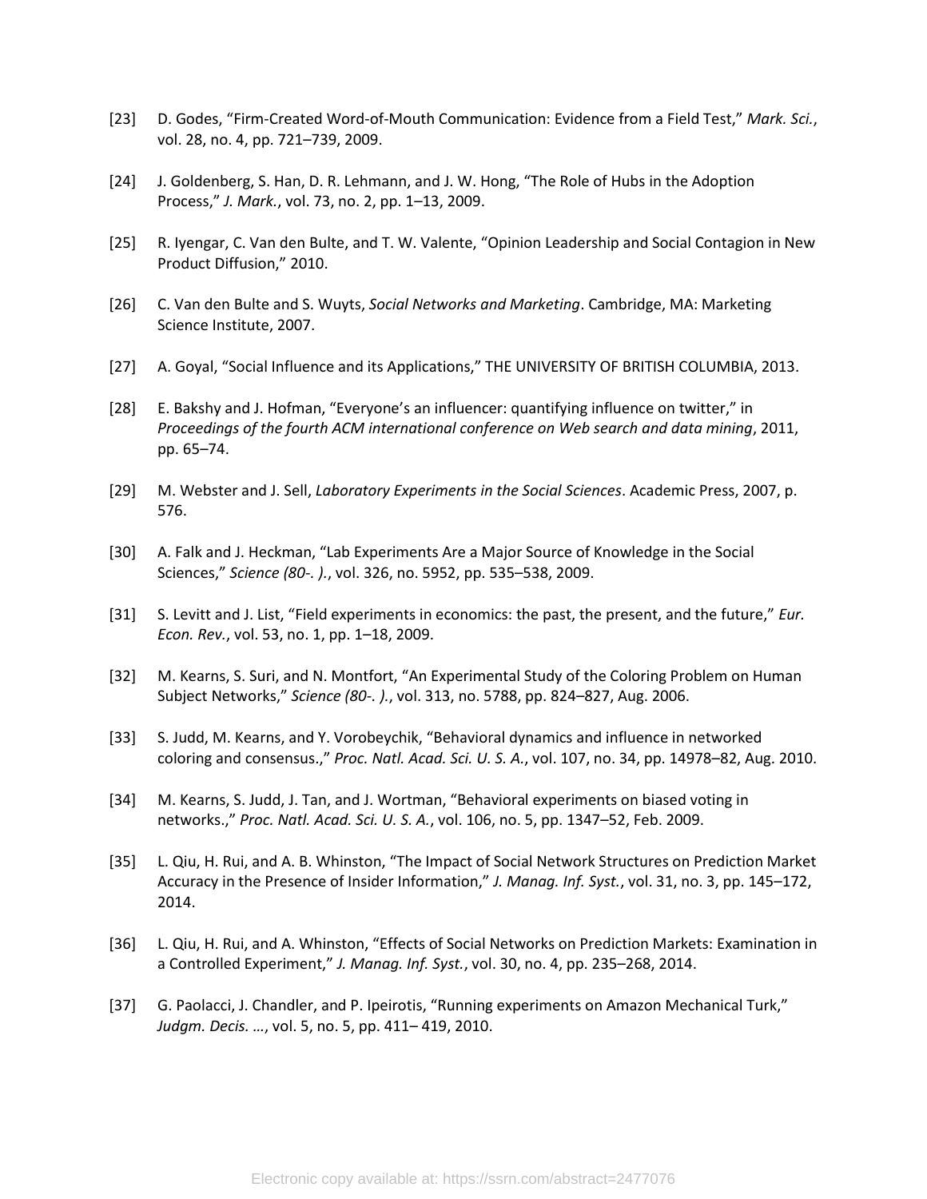[23] D. Godes, "Firm-Created Word-of-Mouth Communication: Evidence from a Field Test," *Mark. Sci.*, vol. 28, no. 4, pp. 721–739, 2009.

[24] J. Goldenberg, S. Han, D. R. Lehmann, and J. W. Hong, "The Role of Hubs in the Adoption Process," *J. Mark.*, vol. 73, no. 2, pp. 1–13, 2009.

[25] R. Iyengar, C. Van den Bulte, and T. W. Valente, "Opinion Leadership and Social Contagion in New Product Diffusion," 2010.

[26] C. Van den Bulte and S. Wuyts, *Social Networks and Marketing*. Cambridge, MA: Marketing Science Institute, 2007.

[27] A. Goyal, "Social Influence and its Applications," THE UNIVERSITY OF BRITISH COLUMBIA, 2013.

[28] E. Bakshy and J. Hofman, "Everyone's an influencer: quantifying influence on twitter," in *Proceedings of the fourth ACM international conference on Web search and data mining*, 2011, pp. 65–74.

[29] M. Webster and J. Sell, *Laboratory Experiments in the Social Sciences*. Academic Press, 2007, p. 576.

[30] A. Falk and J. Heckman, "Lab Experiments Are a Major Source of Knowledge in the Social Sciences," *Science (80-. ).*, vol. 326, no. 5952, pp. 535–538, 2009.

[31] S. Levitt and J. List, "Field experiments in economics: the past, the present, and the future," *Eur. Econ. Rev.*, vol. 53, no. 1, pp. 1–18, 2009.

[32] M. Kearns, S. Suri, and N. Montfort, "An Experimental Study of the Coloring Problem on Human Subject Networks," *Science (80-. ).*, vol. 313, no. 5788, pp. 824–827, Aug. 2006.

[33] S. Judd, M. Kearns, and Y. Vorobeychik, "Behavioral dynamics and influence in networked coloring and consensus.," *Proc. Natl. Acad. Sci. U. S. A.*, vol. 107, no. 34, pp. 14978–82, Aug. 2010.

[34] M. Kearns, S. Judd, J. Tan, and J. Wortman, "Behavioral experiments on biased voting in networks.," *Proc. Natl. Acad. Sci. U. S. A.*, vol. 106, no. 5, pp. 1347–52, Feb. 2009.

[35] L. Qiu, H. Rui, and A. B. Whinston, "The Impact of Social Network Structures on Prediction Market Accuracy in the Presence of Insider Information," *J. Manag. Inf. Syst.*, vol. 31, no. 3, pp. 145–172, 2014.

[36] L. Qiu, H. Rui, and A. Whinston, "Effects of Social Networks on Prediction Markets: Examination in a Controlled Experiment," *J. Manag. Inf. Syst.*, vol. 30, no. 4, pp. 235–268, 2014.

[37] G. Paolacci, J. Chandler, and P. Ipeirotis, "Running experiments on Amazon Mechanical Turk," *Judgm. Decis. …*, vol. 5, no. 5, pp. 411– 419, 2010.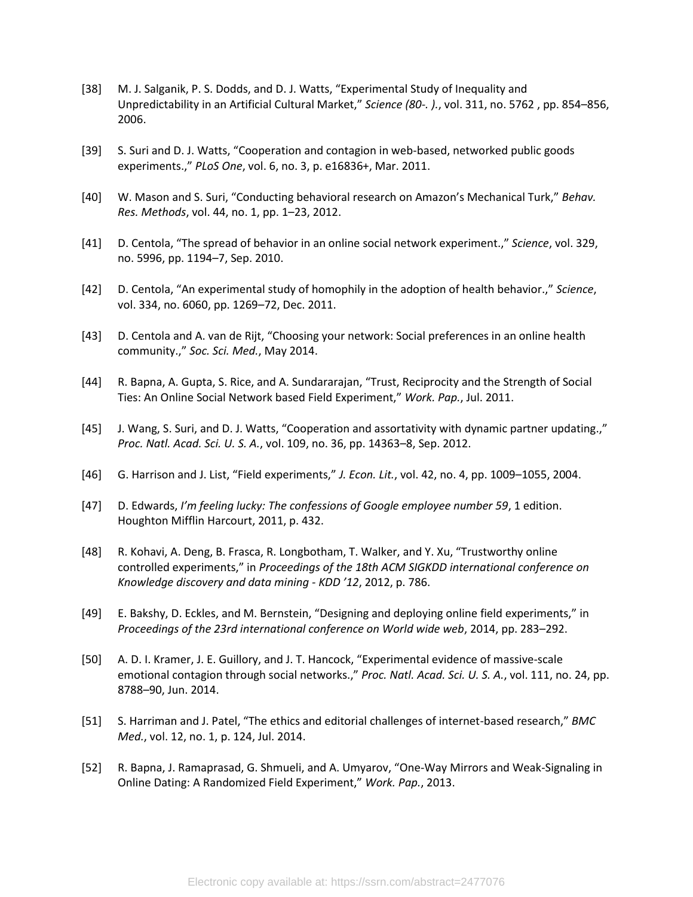[38] M. J. Salganik, P. S. Dodds, and D. J. Watts, “Experimental Study of Inequality and Unpredictability in an Artificial Cultural Market,” *Science (80-. ).*, vol. 311, no. 5762 , pp. 854–856, 2006.

[39] S. Suri and D. J. Watts, “Cooperation and contagion in web-based, networked public goods experiments.,” *PLoS One*, vol. 6, no. 3, p. e16836+, Mar. 2011.

[40] W. Mason and S. Suri, “Conducting behavioral research on Amazon’s Mechanical Turk,” *Behav. Res. Methods*, vol. 44, no. 1, pp. 1–23, 2012.

[41] D. Centola, “The spread of behavior in an online social network experiment.,” *Science*, vol. 329, no. 5996, pp. 1194–7, Sep. 2010.

[42] D. Centola, “An experimental study of homophily in the adoption of health behavior.,” *Science*, vol. 334, no. 6060, pp. 1269–72, Dec. 2011.

[43] D. Centola and A. van de Rijt, “Choosing your network: Social preferences in an online health community.,” *Soc. Sci. Med.*, May 2014.

[44] R. Bapna, A. Gupta, S. Rice, and A. Sundararajan, “Trust, Reciprocity and the Strength of Social Ties: An Online Social Network based Field Experiment,” *Work. Pap.*, Jul. 2011.

[45] J. Wang, S. Suri, and D. J. Watts, “Cooperation and assortativity with dynamic partner updating.,” *Proc. Natl. Acad. Sci. U. S. A.*, vol. 109, no. 36, pp. 14363–8, Sep. 2012.

[46] G. Harrison and J. List, “Field experiments,” *J. Econ. Lit.*, vol. 42, no. 4, pp. 1009–1055, 2004.

[47] D. Edwards, *I’m feeling lucky: The confessions of Google employee number 59*, 1 edition. Houghton Mifflin Harcourt, 2011, p. 432.

[48] R. Kohavi, A. Deng, B. Frasca, R. Longbotham, T. Walker, and Y. Xu, “Trustworthy online controlled experiments,” in *Proceedings of the 18th ACM SIGKDD international conference on Knowledge discovery and data mining - KDD ’12*, 2012, p. 786.

[49] E. Bakshy, D. Eckles, and M. Bernstein, “Designing and deploying online field experiments,” in *Proceedings of the 23rd international conference on World wide web*, 2014, pp. 283–292.

[50] A. D. I. Kramer, J. E. Guillory, and J. T. Hancock, “Experimental evidence of massive-scale emotional contagion through social networks.,” *Proc. Natl. Acad. Sci. U. S. A.*, vol. 111, no. 24, pp. 8788–90, Jun. 2014.

[51] S. Harriman and J. Patel, “The ethics and editorial challenges of internet-based research,” *BMC Med.*, vol. 12, no. 1, p. 124, Jul. 2014.

[52] R. Bapna, J. Ramaprasad, G. Shmueli, and A. Umyarov, “One-Way Mirrors and Weak-Signaling in Online Dating: A Randomized Field Experiment,” *Work. Pap.*, 2013.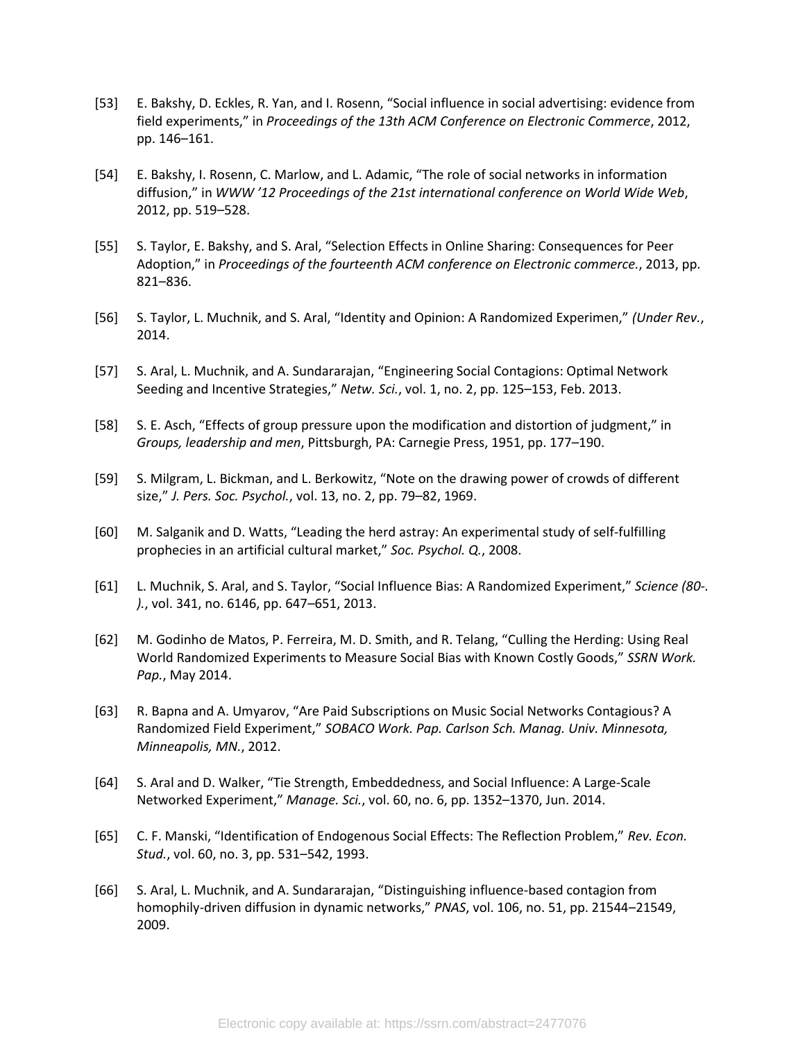[53] E. Bakshy, D. Eckles, R. Yan, and I. Rosenn, "Social influence in social advertising: evidence from field experiments," in *Proceedings of the 13th ACM Conference on Electronic Commerce*, 2012, pp. 146–161.

[54] E. Bakshy, I. Rosenn, C. Marlow, and L. Adamic, "The role of social networks in information diffusion," in *WWW '12 Proceedings of the 21st international conference on World Wide Web*, 2012, pp. 519–528.

[55] S. Taylor, E. Bakshy, and S. Aral, "Selection Effects in Online Sharing: Consequences for Peer Adoption," in *Proceedings of the fourteenth ACM conference on Electronic commerce.*, 2013, pp. 821–836.

[56] S. Taylor, L. Muchnik, and S. Aral, "Identity and Opinion: A Randomized Experimen," *(Under Rev.*, 2014.

[57] S. Aral, L. Muchnik, and A. Sundararajan, "Engineering Social Contagions: Optimal Network Seeding and Incentive Strategies," *Netw. Sci.*, vol. 1, no. 2, pp. 125–153, Feb. 2013.

[58] S. E. Asch, "Effects of group pressure upon the modification and distortion of judgment," in *Groups, leadership and men*, Pittsburgh, PA: Carnegie Press, 1951, pp. 177–190.

[59] S. Milgram, L. Bickman, and L. Berkowitz, "Note on the drawing power of crowds of different size," *J. Pers. Soc. Psychol.*, vol. 13, no. 2, pp. 79–82, 1969.

[60] M. Salganik and D. Watts, "Leading the herd astray: An experimental study of self-fulfilling prophecies in an artificial cultural market," *Soc. Psychol. Q.*, 2008.

[61] L. Muchnik, S. Aral, and S. Taylor, "Social Influence Bias: A Randomized Experiment," *Science (80-. ).*, vol. 341, no. 6146, pp. 647–651, 2013.

[62] M. Godinho de Matos, P. Ferreira, M. D. Smith, and R. Telang, "Culling the Herding: Using Real World Randomized Experiments to Measure Social Bias with Known Costly Goods," *SSRN Work. Pap.*, May 2014.

[63] R. Bapna and A. Umyarov, "Are Paid Subscriptions on Music Social Networks Contagious? A Randomized Field Experiment," *SOBACO Work. Pap. Carlson Sch. Manag. Univ. Minnesota, Minneapolis, MN.*, 2012.

[64] S. Aral and D. Walker, "Tie Strength, Embeddedness, and Social Influence: A Large-Scale Networked Experiment," *Manage. Sci.*, vol. 60, no. 6, pp. 1352–1370, Jun. 2014.

[65] C. F. Manski, "Identification of Endogenous Social Effects: The Reflection Problem," *Rev. Econ. Stud.*, vol. 60, no. 3, pp. 531–542, 1993.

[66] S. Aral, L. Muchnik, and A. Sundararajan, "Distinguishing influence-based contagion from homophily-driven diffusion in dynamic networks," *PNAS*, vol. 106, no. 51, pp. 21544–21549, 2009.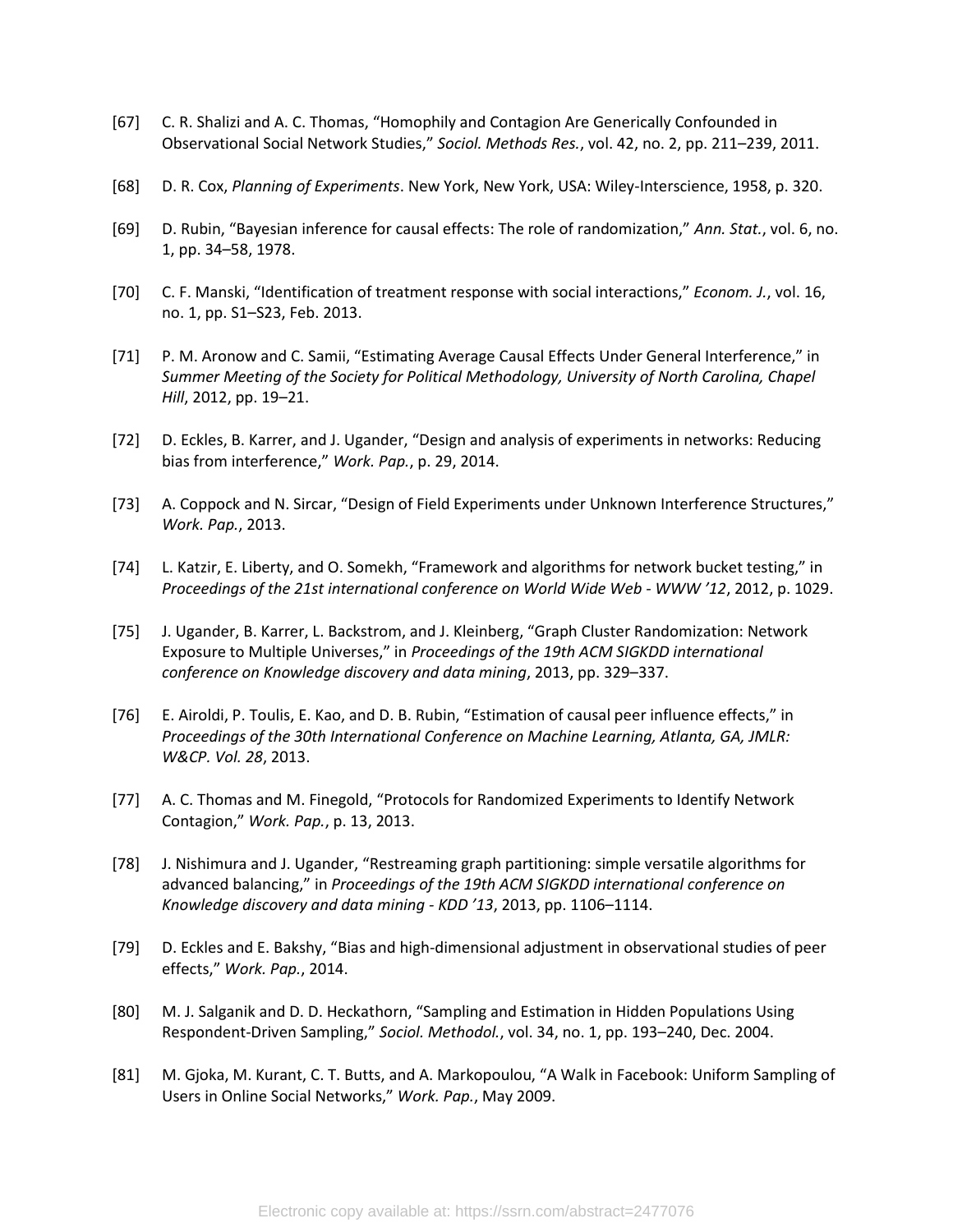[67] C. R. Shalizi and A. C. Thomas, "Homophily and Contagion Are Generically Confounded in Observational Social Network Studies," *Sociol. Methods Res.*, vol. 42, no. 2, pp. 211–239, 2011.

[68] D. R. Cox, *Planning of Experiments*. New York, New York, USA: Wiley-Interscience, 1958, p. 320.

[69] D. Rubin, "Bayesian inference for causal effects: The role of randomization," *Ann. Stat.*, vol. 6, no. 1, pp. 34–58, 1978.

[70] C. F. Manski, "Identification of treatment response with social interactions," *Econom. J.*, vol. 16, no. 1, pp. S1–S23, Feb. 2013.

[71] P. M. Aronow and C. Samii, "Estimating Average Causal Effects Under General Interference," in *Summer Meeting of the Society for Political Methodology, University of North Carolina, Chapel Hill*, 2012, pp. 19–21.

[72] D. Eckles, B. Karrer, and J. Ugander, "Design and analysis of experiments in networks: Reducing bias from interference," *Work. Pap.*, p. 29, 2014.

[73] A. Coppock and N. Sircar, "Design of Field Experiments under Unknown Interference Structures," *Work. Pap.*, 2013.

[74] L. Katzir, E. Liberty, and O. Somekh, "Framework and algorithms for network bucket testing," in *Proceedings of the 21st international conference on World Wide Web - WWW '12*, 2012, p. 1029.

[75] J. Ugander, B. Karrer, L. Backstrom, and J. Kleinberg, "Graph Cluster Randomization: Network Exposure to Multiple Universes," in *Proceedings of the 19th ACM SIGKDD international conference on Knowledge discovery and data mining*, 2013, pp. 329–337.

[76] E. Airoldi, P. Toulis, E. Kao, and D. B. Rubin, "Estimation of causal peer influence effects," in *Proceedings of the 30th International Conference on Machine Learning, Atlanta, GA, JMLR: W&CP. Vol. 28*, 2013.

[77] A. C. Thomas and M. Finegold, "Protocols for Randomized Experiments to Identify Network Contagion," *Work. Pap.*, p. 13, 2013.

[78] J. Nishimura and J. Ugander, "Restreaming graph partitioning: simple versatile algorithms for advanced balancing," in *Proceedings of the 19th ACM SIGKDD international conference on Knowledge discovery and data mining - KDD '13*, 2013, pp. 1106–1114.

[79] D. Eckles and E. Bakshy, "Bias and high-dimensional adjustment in observational studies of peer effects," *Work. Pap.*, 2014.

[80] M. J. Salganik and D. D. Heckathorn, "Sampling and Estimation in Hidden Populations Using Respondent-Driven Sampling," *Sociol. Methodol.*, vol. 34, no. 1, pp. 193–240, Dec. 2004.

[81] M. Gjoka, M. Kurant, C. T. Butts, and A. Markopoulou, "A Walk in Facebook: Uniform Sampling of Users in Online Social Networks," *Work. Pap.*, May 2009.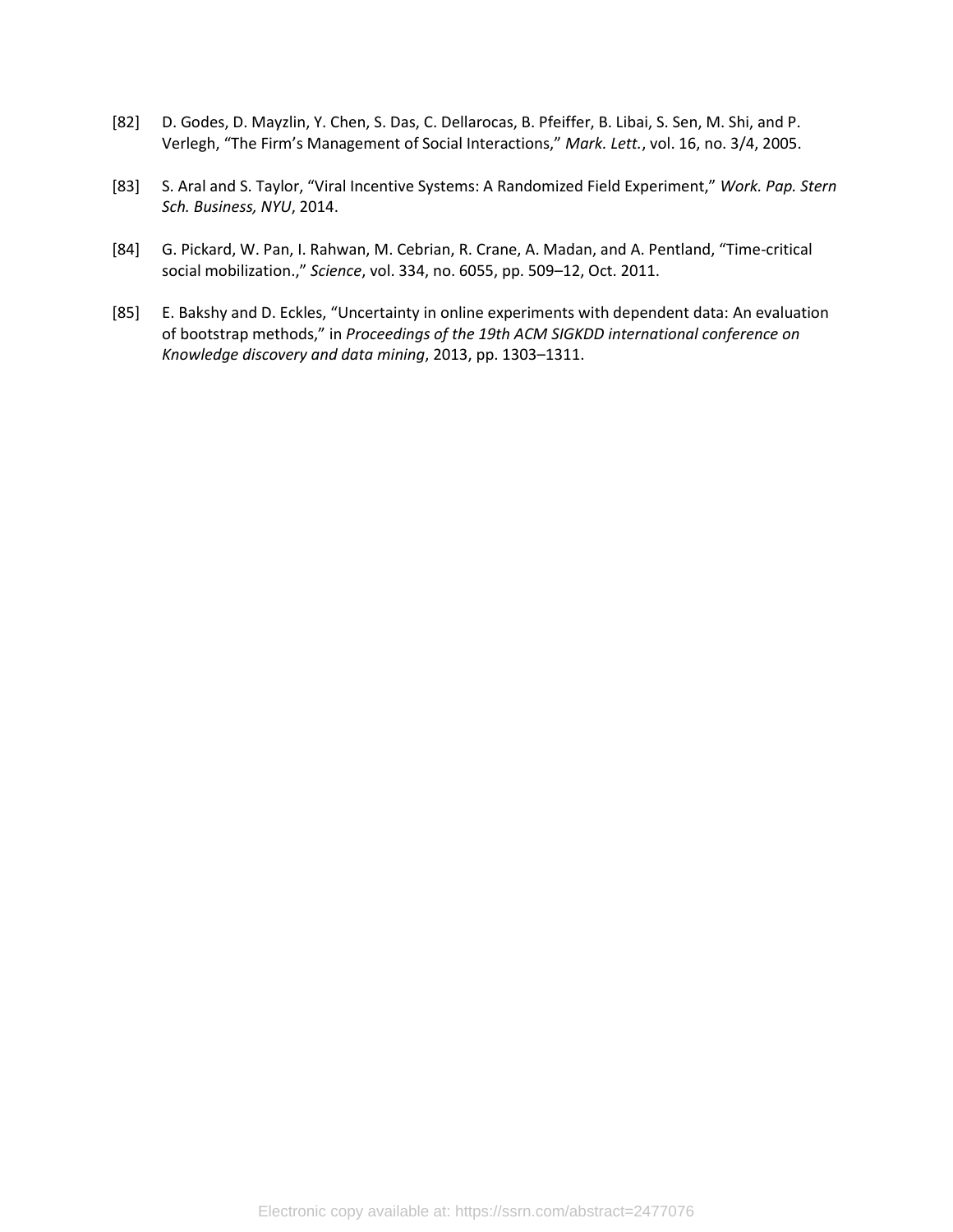[82] D. Godes, D. Mayzlin, Y. Chen, S. Das, C. Dellarocas, B. Pfeiffer, B. Libai, S. Sen, M. Shi, and P. Verlegh, "The Firm's Management of Social Interactions," *Mark. Lett.*, vol. 16, no. 3/4, 2005.

[83] S. Aral and S. Taylor, "Viral Incentive Systems: A Randomized Field Experiment," *Work. Pap. Stern Sch. Business, NYU*, 2014.

[84] G. Pickard, W. Pan, I. Rahwan, M. Cebrian, R. Crane, A. Madan, and A. Pentland, "Time-critical social mobilization.," *Science*, vol. 334, no. 6055, pp. 509–12, Oct. 2011.

[85] E. Bakshy and D. Eckles, "Uncertainty in online experiments with dependent data: An evaluation of bootstrap methods," in *Proceedings of the 19th ACM SIGKDD international conference on Knowledge discovery and data mining*, 2013, pp. 1303–1311.